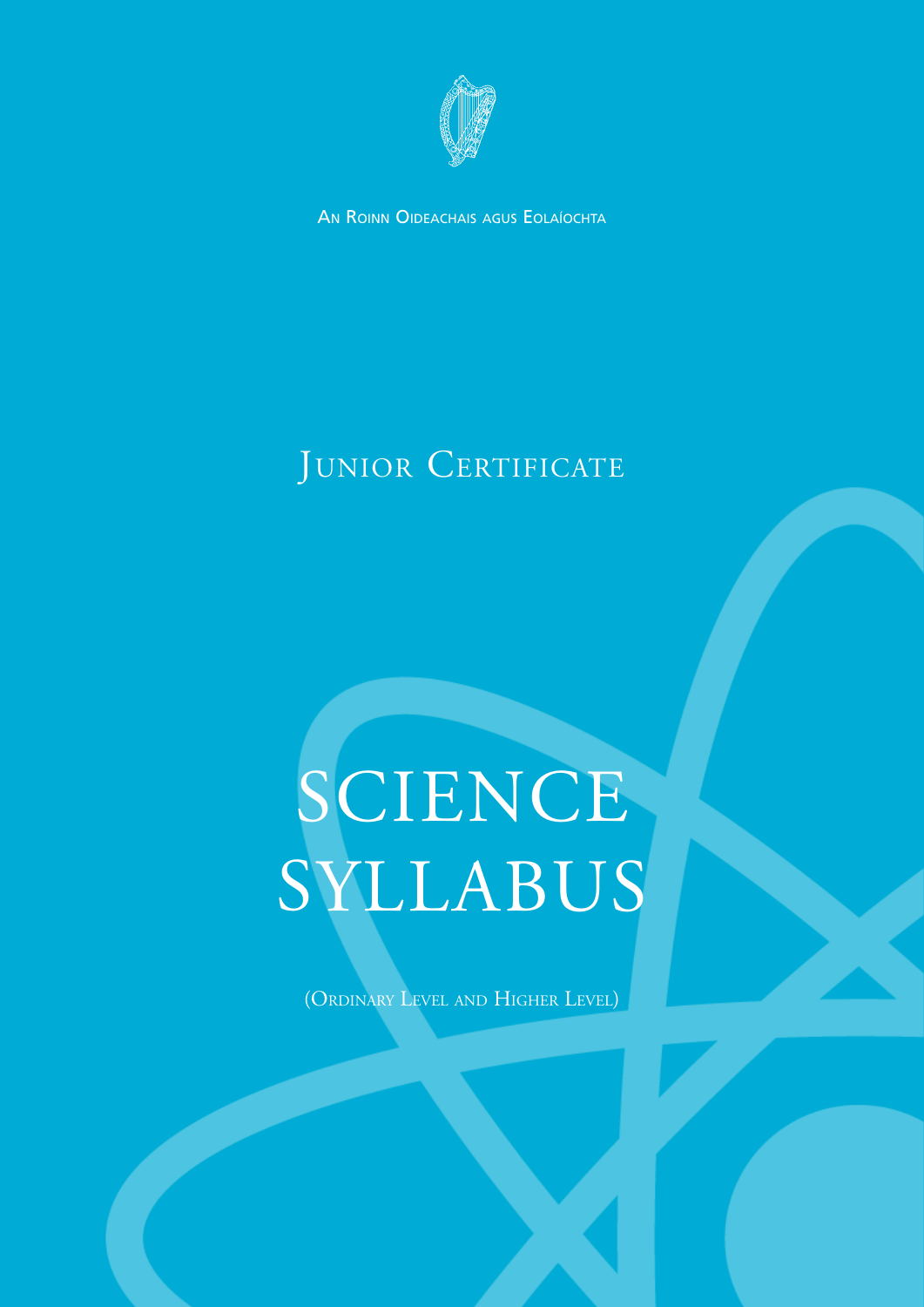An Roinn Oideachais agus Eolaíochta

# Junior Certificate

# SCIENCE SYLLABUS

(Ordinary Level and Higher Level)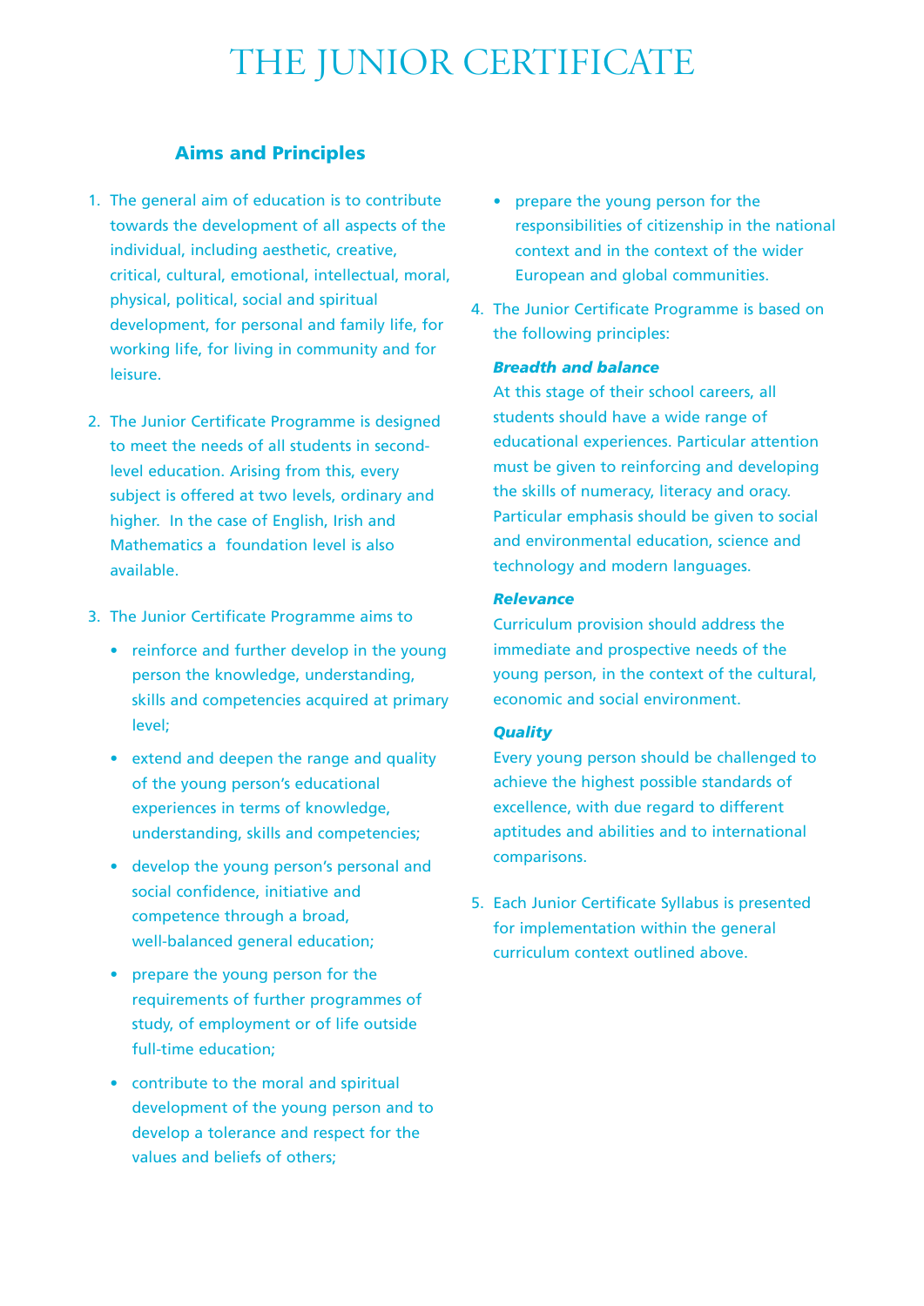# THE JUNIOR CERTIFICATE

## Aims and Principles

1. The general aim of education is to contribute towards the development of all aspects of the individual, including aesthetic, creative, critical, cultural, emotional, intellectual, moral, physical, political, social and spiritual development, for personal and family life, for working life, for living in community and for leisure.

2. The Junior Certificate Programme is designed to meet the needs of all students in second-level education. Arising from this, every subject is offered at two levels, ordinary and higher. In the case of English, Irish and Mathematics a foundation level is also available.

3. The Junior Certificate Programme aims to
   - reinforce and further develop in the young person the knowledge, understanding, skills and competencies acquired at primary level;
   - extend and deepen the range and quality of the young person's educational experiences in terms of knowledge, understanding, skills and competencies;
   - develop the young person's personal and social confidence, initiative and competence through a broad, well-balanced general education;
   - prepare the young person for the requirements of further programmes of study, of employment or of life outside full-time education;
   - contribute to the moral and spiritual development of the young person and to develop a tolerance and respect for the values and beliefs of others;
   - prepare the young person for the responsibilities of citizenship in the national context and in the context of the wider European and global communities.

4. The Junior Certificate Programme is based on the following principles:

   ***Breadth and balance***
   At this stage of their school careers, all students should have a wide range of educational experiences. Particular attention must be given to reinforcing and developing the skills of numeracy, literacy and oracy. Particular emphasis should be given to social and environmental education, science and technology and modern languages.

   ***Relevance***
   Curriculum provision should address the immediate and prospective needs of the young person, in the context of the cultural, economic and social environment.

   ***Quality***
   Every young person should be challenged to achieve the highest possible standards of excellence, with due regard to different aptitudes and abilities and to international comparisons.

5. Each Junior Certificate Syllabus is presented for implementation within the general curriculum context outlined above.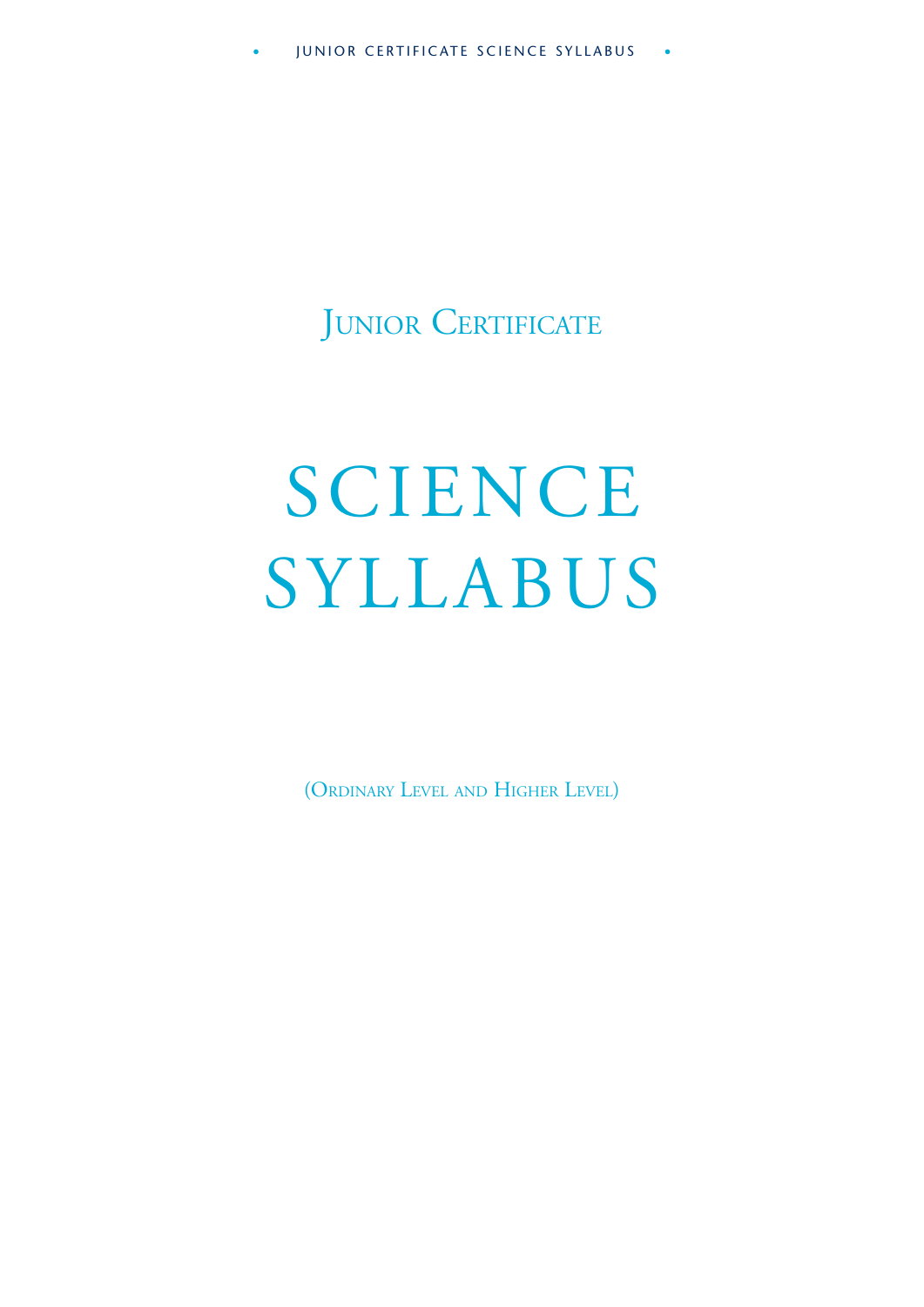# Junior Certificate

# SCIENCE SYLLABUS

(Ordinary Level and Higher Level)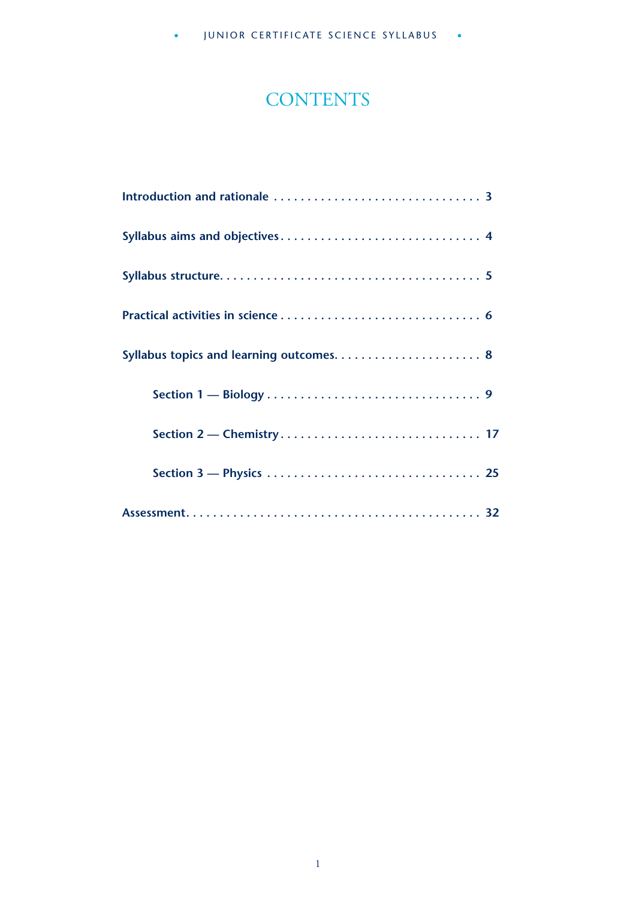# CONTENTS

Introduction and rationale . . . . . . . . . . . . . . . . . . . . . . . . . . . . . . . 3

Syllabus aims and objectives . . . . . . . . . . . . . . . . . . . . . . . . . . . . . . 4

Syllabus structure. . . . . . . . . . . . . . . . . . . . . . . . . . . . . . . . . . . . . 5

Practical activities in science . . . . . . . . . . . . . . . . . . . . . . . . . . . . . . 6

Syllabus topics and learning outcomes. . . . . . . . . . . . . . . . . . . . . . . 8

- Section 1 — Biology . . . . . . . . . . . . . . . . . . . . . . . . . . . . . . . . 9
- Section 2 — Chemistry . . . . . . . . . . . . . . . . . . . . . . . . . . . . . . 17
- Section 3 — Physics . . . . . . . . . . . . . . . . . . . . . . . . . . . . . . . . 25

Assessment. . . . . . . . . . . . . . . . . . . . . . . . . . . . . . . . . . . . . . . . . 32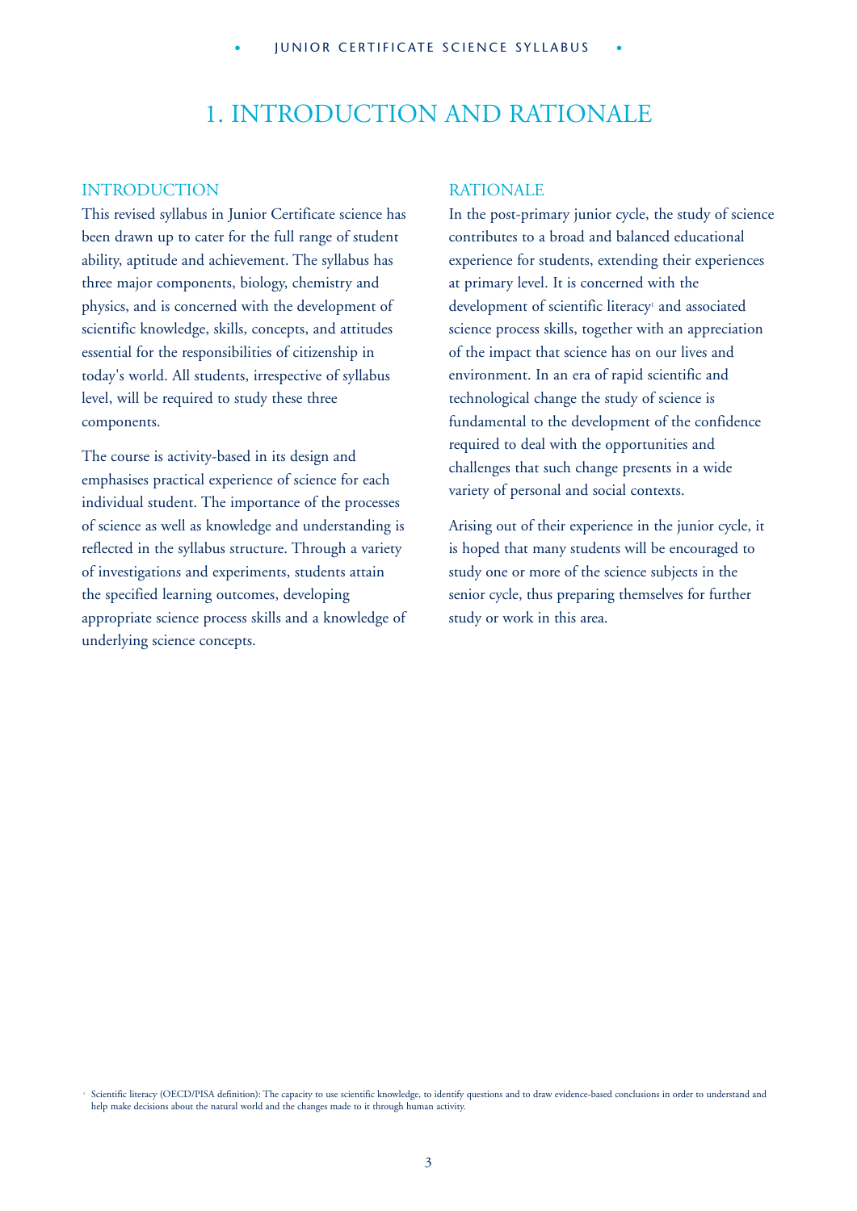# 1. INTRODUCTION AND RATIONALE

## INTRODUCTION

This revised syllabus in Junior Certificate science has been drawn up to cater for the full range of student ability, aptitude and achievement. The syllabus has three major components, biology, chemistry and physics, and is concerned with the development of scientific knowledge, skills, concepts, and attitudes essential for the responsibilities of citizenship in today's world. All students, irrespective of syllabus level, will be required to study these three components.

The course is activity-based in its design and emphasises practical experience of science for each individual student. The importance of the processes of science as well as knowledge and understanding is reflected in the syllabus structure. Through a variety of investigations and experiments, students attain the specified learning outcomes, developing appropriate science process skills and a knowledge of underlying science concepts.

## RATIONALE

In the post-primary junior cycle, the study of science contributes to a broad and balanced educational experience for students, extending their experiences at primary level. It is concerned with the development of scientific literacy[1] and associated science process skills, together with an appreciation of the impact that science has on our lives and environment. In an era of rapid scientific and technological change the study of science is fundamental to the development of the confidence required to deal with the opportunities and challenges that such change presents in a wide variety of personal and social contexts.

Arising out of their experience in the junior cycle, it is hoped that many students will be encouraged to study one or more of the science subjects in the senior cycle, thus preparing themselves for further study or work in this area.

---

[1] Scientific literacy (OECD/PISA definition): The capacity to use scientific knowledge, to identify questions and to draw evidence-based conclusions in order to understand and help make decisions about the natural world and the changes made to it through human activity.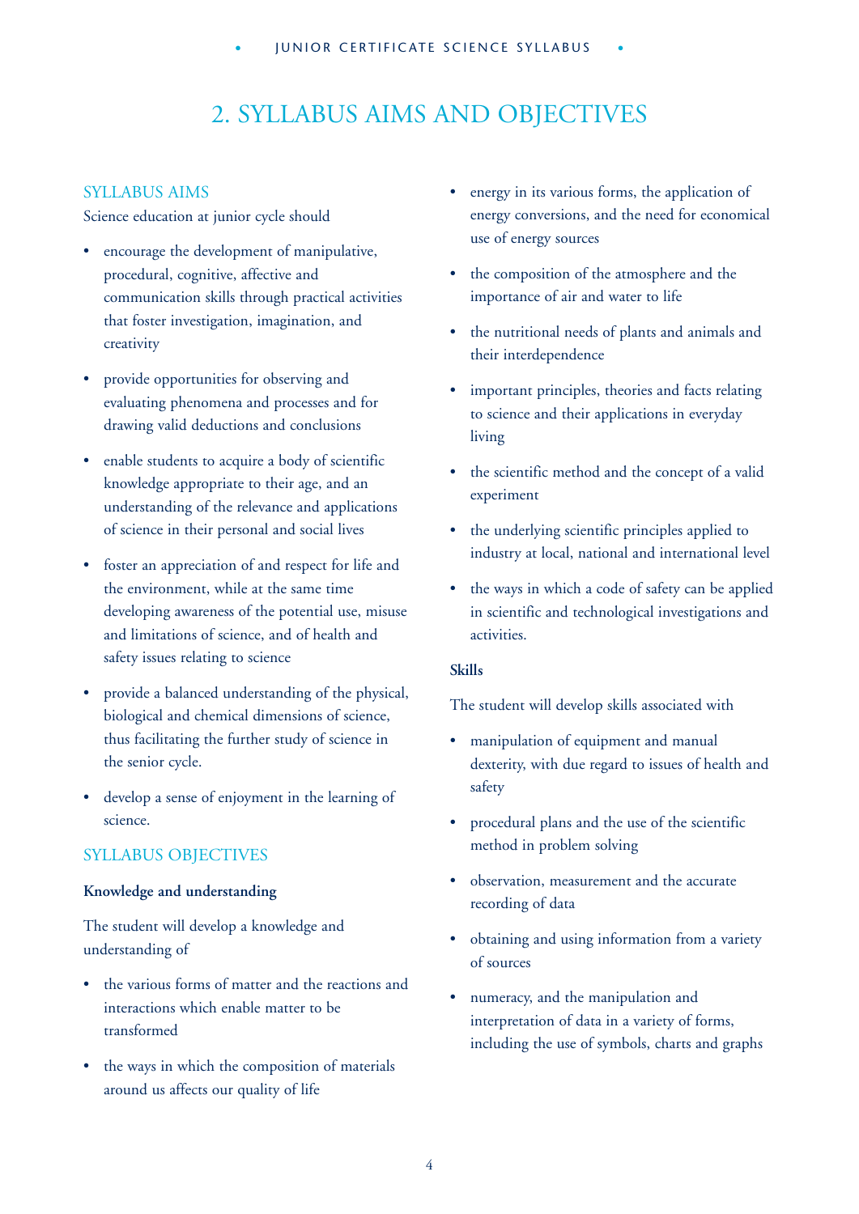# 2. SYLLABUS AIMS AND OBJECTIVES

## SYLLABUS AIMS

Science education at junior cycle should

- encourage the development of manipulative, procedural, cognitive, affective and communication skills through practical activities that foster investigation, imagination, and creativity
- provide opportunities for observing and evaluating phenomena and processes and for drawing valid deductions and conclusions
- enable students to acquire a body of scientific knowledge appropriate to their age, and an understanding of the relevance and applications of science in their personal and social lives
- foster an appreciation of and respect for life and the environment, while at the same time developing awareness of the potential use, misuse and limitations of science, and of health and safety issues relating to science
- provide a balanced understanding of the physical, biological and chemical dimensions of science, thus facilitating the further study of science in the senior cycle.
- develop a sense of enjoyment in the learning of science.

## SYLLABUS OBJECTIVES

**Knowledge and understanding**

The student will develop a knowledge and understanding of

- the various forms of matter and the reactions and interactions which enable matter to be transformed
- the ways in which the composition of materials around us affects our quality of life
- energy in its various forms, the application of energy conversions, and the need for economical use of energy sources
- the composition of the atmosphere and the importance of air and water to life
- the nutritional needs of plants and animals and their interdependence
- important principles, theories and facts relating to science and their applications in everyday living
- the scientific method and the concept of a valid experiment
- the underlying scientific principles applied to industry at local, national and international level
- the ways in which a code of safety can be applied in scientific and technological investigations and activities.

**Skills**

The student will develop skills associated with

- manipulation of equipment and manual dexterity, with due regard to issues of health and safety
- procedural plans and the use of the scientific method in problem solving
- observation, measurement and the accurate recording of data
- obtaining and using information from a variety of sources
- numeracy, and the manipulation and interpretation of data in a variety of forms, including the use of symbols, charts and graphs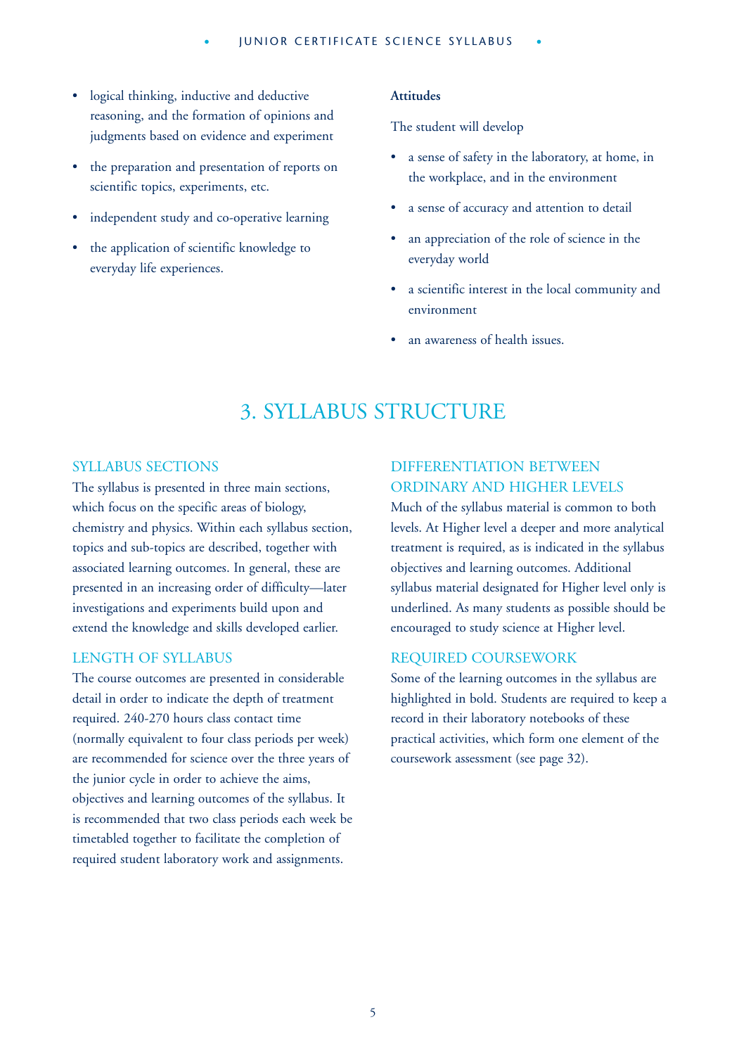- logical thinking, inductive and deductive reasoning, and the formation of opinions and judgments based on evidence and experiment
- the preparation and presentation of reports on scientific topics, experiments, etc.
- independent study and co-operative learning
- the application of scientific knowledge to everyday life experiences.

**Attitudes**

The student will develop

- a sense of safety in the laboratory, at home, in the workplace, and in the environment
- a sense of accuracy and attention to detail
- an appreciation of the role of science in the everyday world
- a scientific interest in the local community and environment
- an awareness of health issues.

# 3. SYLLABUS STRUCTURE

## SYLLABUS SECTIONS

The syllabus is presented in three main sections, which focus on the specific areas of biology, chemistry and physics. Within each syllabus section, topics and sub-topics are described, together with associated learning outcomes. In general, these are presented in an increasing order of difficulty—later investigations and experiments build upon and extend the knowledge and skills developed earlier.

## LENGTH OF SYLLABUS

The course outcomes are presented in considerable detail in order to indicate the depth of treatment required. 240-270 hours class contact time (normally equivalent to four class periods per week) are recommended for science over the three years of the junior cycle in order to achieve the aims, objectives and learning outcomes of the syllabus. It is recommended that two class periods each week be timetabled together to facilitate the completion of required student laboratory work and assignments.

## DIFFERENTIATION BETWEEN ORDINARY AND HIGHER LEVELS

Much of the syllabus material is common to both levels. At Higher level a deeper and more analytical treatment is required, as is indicated in the syllabus objectives and learning outcomes. Additional syllabus material designated for Higher level only is underlined. As many students as possible should be encouraged to study science at Higher level.

## REQUIRED COURSEWORK

Some of the learning outcomes in the syllabus are highlighted in bold. Students are required to keep a record in their laboratory notebooks of these practical activities, which form one element of the coursework assessment (see page 32).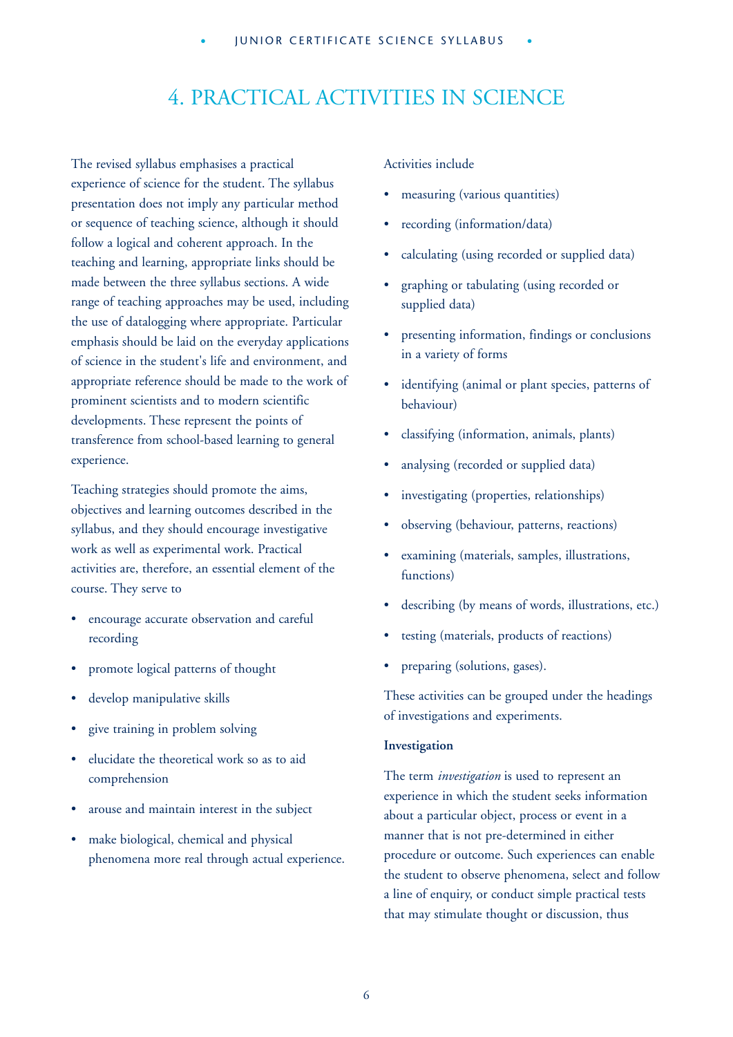# 4. PRACTICAL ACTIVITIES IN SCIENCE

The revised syllabus emphasises a practical experience of science for the student. The syllabus presentation does not imply any particular method or sequence of teaching science, although it should follow a logical and coherent approach. In the teaching and learning, appropriate links should be made between the three syllabus sections. A wide range of teaching approaches may be used, including the use of datalogging where appropriate. Particular emphasis should be laid on the everyday applications of science in the student's life and environment, and appropriate reference should be made to the work of prominent scientists and to modern scientific developments. These represent the points of transference from school-based learning to general experience.

Teaching strategies should promote the aims, objectives and learning outcomes described in the syllabus, and they should encourage investigative work as well as experimental work. Practical activities are, therefore, an essential element of the course. They serve to

- encourage accurate observation and careful recording
- promote logical patterns of thought
- develop manipulative skills
- give training in problem solving
- elucidate the theoretical work so as to aid comprehension
- arouse and maintain interest in the subject
- make biological, chemical and physical phenomena more real through actual experience.

Activities include

- measuring (various quantities)
- recording (information/data)
- calculating (using recorded or supplied data)
- graphing or tabulating (using recorded or supplied data)
- presenting information, findings or conclusions in a variety of forms
- identifying (animal or plant species, patterns of behaviour)
- classifying (information, animals, plants)
- analysing (recorded or supplied data)
- investigating (properties, relationships)
- observing (behaviour, patterns, reactions)
- examining (materials, samples, illustrations, functions)
- describing (by means of words, illustrations, etc.)
- testing (materials, products of reactions)
- preparing (solutions, gases).

These activities can be grouped under the headings of investigations and experiments.

**Investigation**

The term *investigation* is used to represent an experience in which the student seeks information about a particular object, process or event in a manner that is not pre-determined in either procedure or outcome. Such experiences can enable the student to observe phenomena, select and follow a line of enquiry, or conduct simple practical tests that may stimulate thought or discussion, thus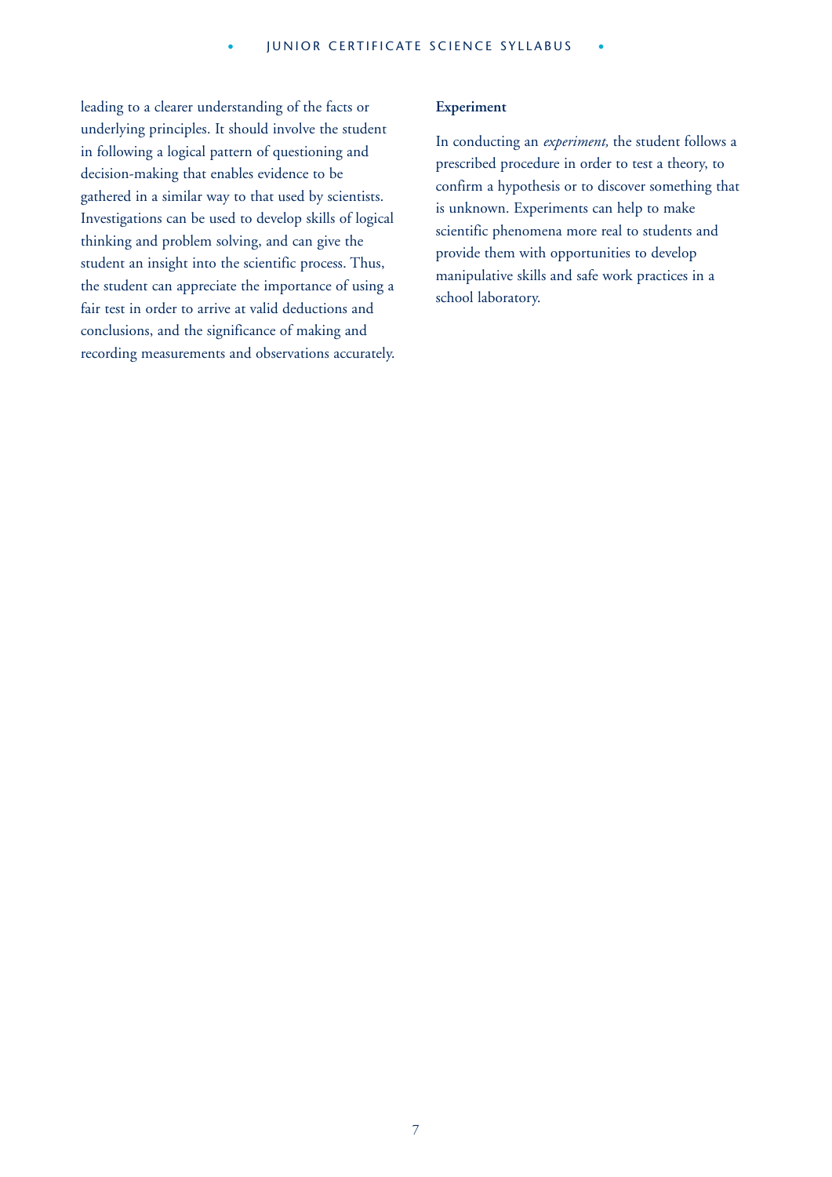leading to a clearer understanding of the facts or underlying principles. It should involve the student in following a logical pattern of questioning and decision-making that enables evidence to be gathered in a similar way to that used by scientists. Investigations can be used to develop skills of logical thinking and problem solving, and can give the student an insight into the scientific process. Thus, the student can appreciate the importance of using a fair test in order to arrive at valid deductions and conclusions, and the significance of making and recording measurements and observations accurately.

**Experiment**

In conducting an *experiment,* the student follows a prescribed procedure in order to test a theory, to confirm a hypothesis or to discover something that is unknown. Experiments can help to make scientific phenomena more real to students and provide them with opportunities to develop manipulative skills and safe work practices in a school laboratory.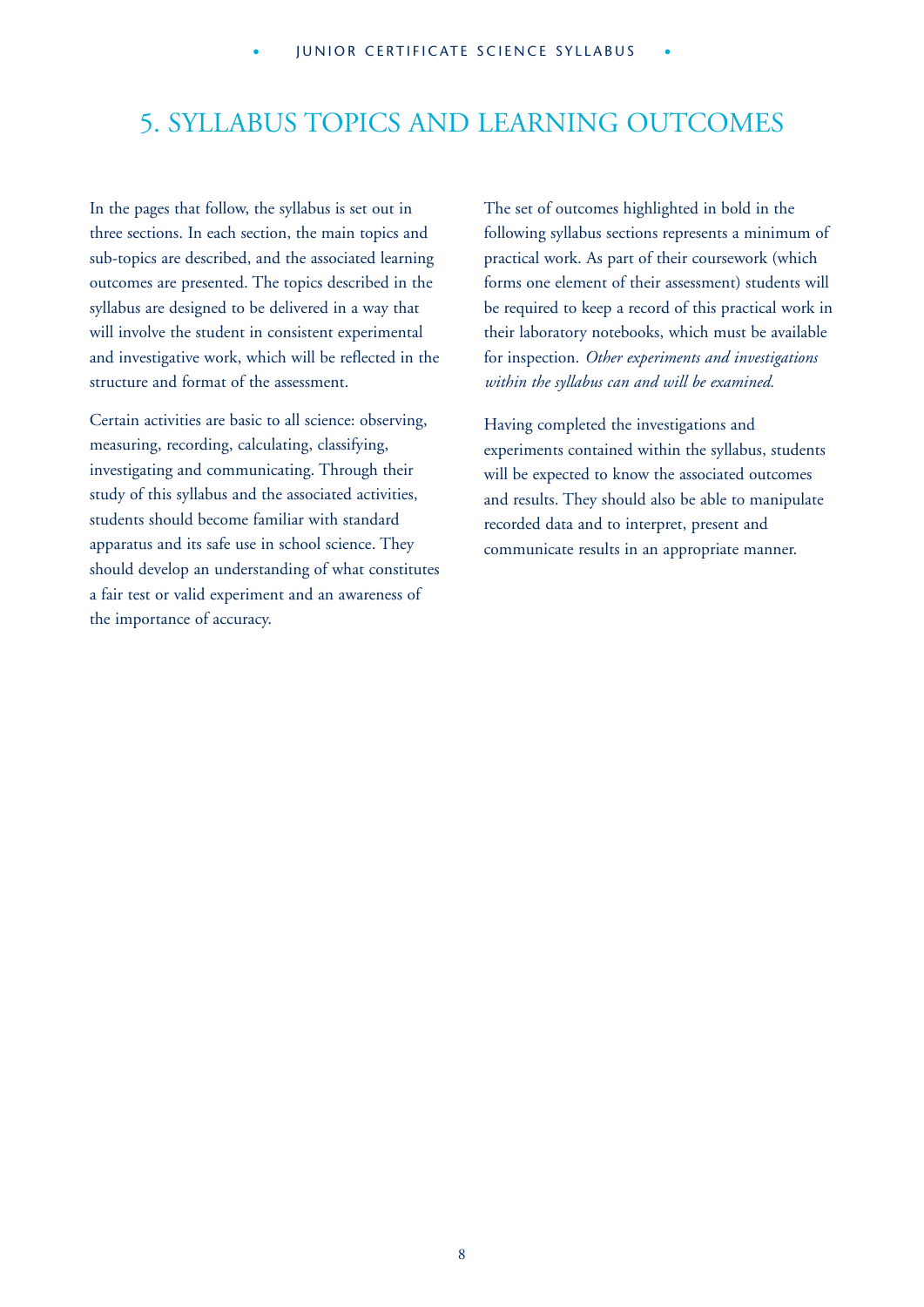# 5. SYLLABUS TOPICS AND LEARNING OUTCOMES

In the pages that follow, the syllabus is set out in three sections. In each section, the main topics and sub-topics are described, and the associated learning outcomes are presented. The topics described in the syllabus are designed to be delivered in a way that will involve the student in consistent experimental and investigative work, which will be reflected in the structure and format of the assessment.

Certain activities are basic to all science: observing, measuring, recording, calculating, classifying, investigating and communicating. Through their study of this syllabus and the associated activities, students should become familiar with standard apparatus and its safe use in school science. They should develop an understanding of what constitutes a fair test or valid experiment and an awareness of the importance of accuracy.

The set of outcomes highlighted in bold in the following syllabus sections represents a minimum of practical work. As part of their coursework (which forms one element of their assessment) students will be required to keep a record of this practical work in their laboratory notebooks, which must be available for inspection. *Other experiments and investigations within the syllabus can and will be examined.*

Having completed the investigations and experiments contained within the syllabus, students will be expected to know the associated outcomes and results. They should also be able to manipulate recorded data and to interpret, present and communicate results in an appropriate manner.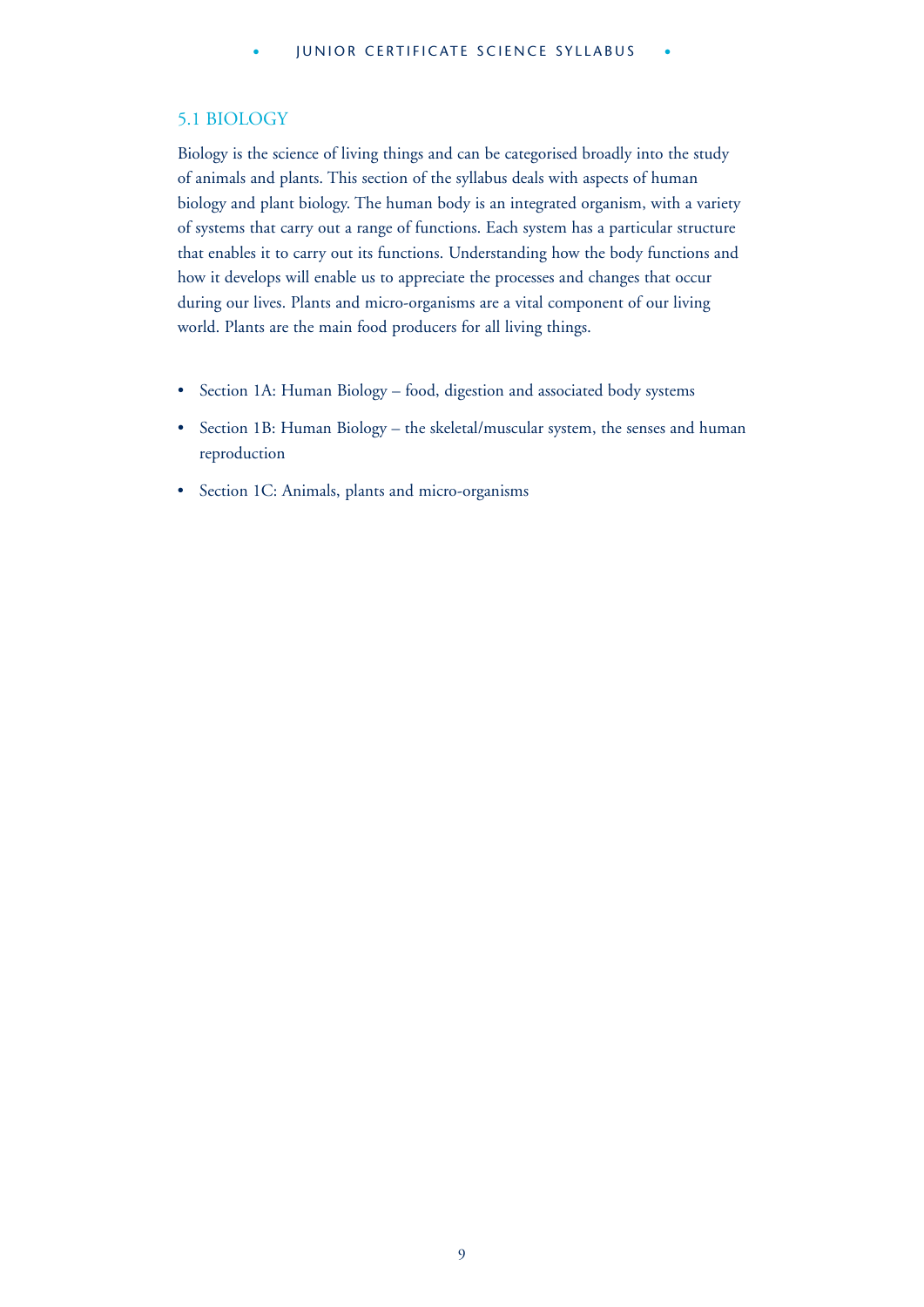## 5.1 BIOLOGY

Biology is the science of living things and can be categorised broadly into the study of animals and plants. This section of the syllabus deals with aspects of human biology and plant biology. The human body is an integrated organism, with a variety of systems that carry out a range of functions. Each system has a particular structure that enables it to carry out its functions. Understanding how the body functions and how it develops will enable us to appreciate the processes and changes that occur during our lives. Plants and micro-organisms are a vital component of our living world. Plants are the main food producers for all living things.

- Section 1A: Human Biology – food, digestion and associated body systems
- Section 1B: Human Biology – the skeletal/muscular system, the senses and human reproduction
- Section 1C: Animals, plants and micro-organisms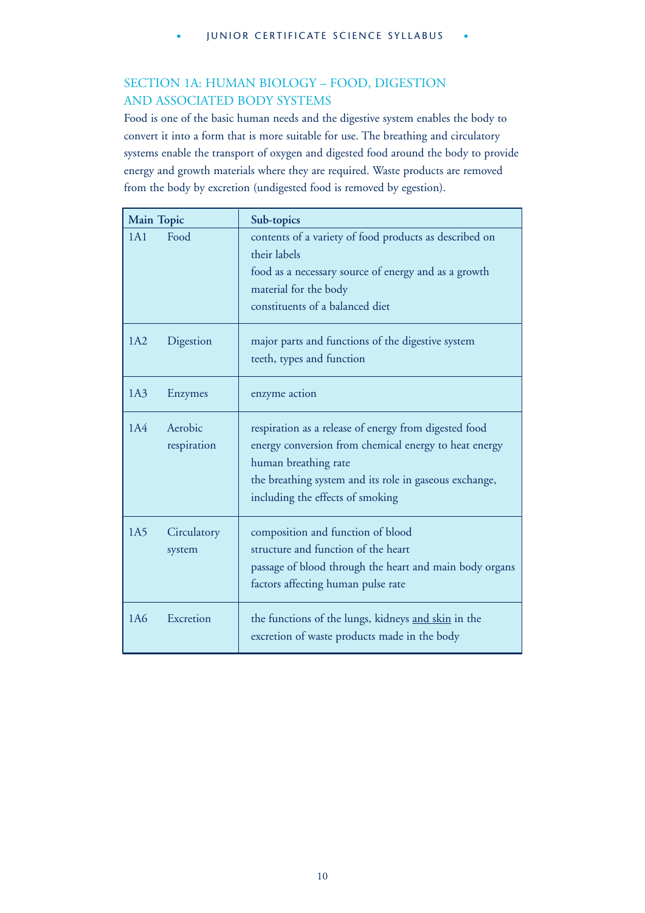## SECTION 1A: HUMAN BIOLOGY – FOOD, DIGESTION AND ASSOCIATED BODY SYSTEMS

Food is one of the basic human needs and the digestive system enables the body to convert it into a form that is more suitable for use. The breathing and circulatory systems enable the transport of oxygen and digested food around the body to provide energy and growth materials where they are required. Waste products are removed from the body by excretion (undigested food is removed by egestion).

| Main Topic | Sub-topics |
|---|---|
| 1A1 Food | contents of a variety of food products as described on their labels<br>food as a necessary source of energy and as a growth material for the body<br>constituents of a balanced diet |
| 1A2 Digestion | major parts and functions of the digestive system<br>teeth, types and function |
| 1A3 Enzymes | enzyme action |
| 1A4 Aerobic respiration | respiration as a release of energy from digested food<br>energy conversion from chemical energy to heat energy<br>human breathing rate<br>the breathing system and its role in gaseous exchange, including the effects of smoking |
| 1A5 Circulatory system | composition and function of blood<br>structure and function of the heart<br>passage of blood through the heart and main body organs<br>factors affecting human pulse rate |
| 1A6 Excretion | the functions of the lungs, kidneys <u>and skin</u> in the excretion of waste products made in the body |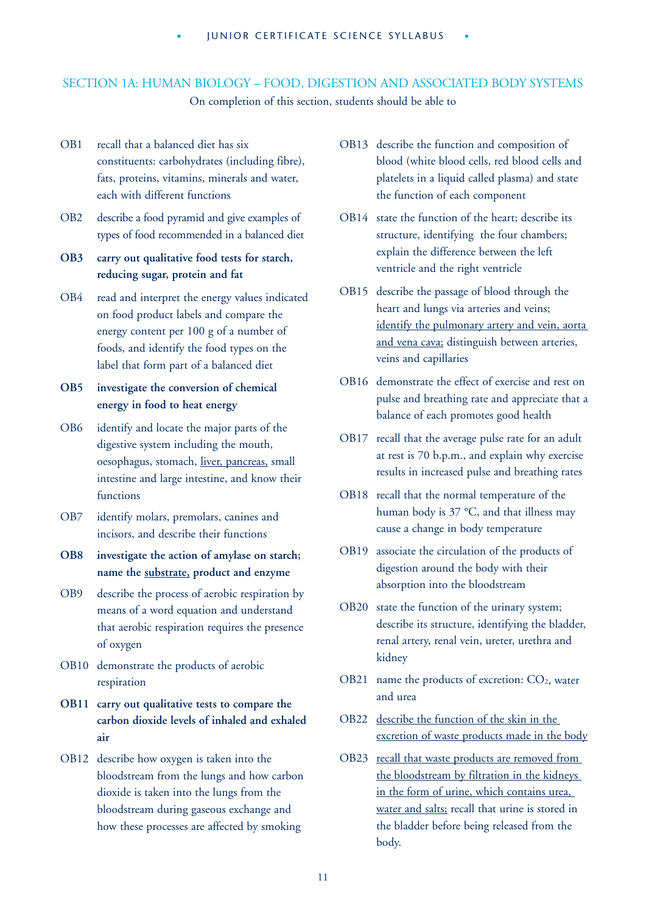## SECTION 1A: HUMAN BIOLOGY – FOOD, DIGESTION AND ASSOCIATED BODY SYSTEMS

On completion of this section, students should be able to

- OB1 recall that a balanced diet has six constituents: carbohydrates (including fibre), fats, proteins, vitamins, minerals and water, each with different functions
- OB2 describe a food pyramid and give examples of types of food recommended in a balanced diet
- **OB3 carry out qualitative food tests for starch, reducing sugar, protein and fat**
- OB4 read and interpret the energy values indicated on food product labels and compare the energy content per 100 g of a number of foods, and identify the food types on the label that form part of a balanced diet
- **OB5 investigate the conversion of chemical energy in food to heat energy**
- OB6 identify and locate the major parts of the digestive system including the mouth, oesophagus, stomach, <u>liver, pancreas,</u> small intestine and large intestine, and know their functions
- OB7 identify molars, premolars, canines and incisors, and describe their functions
- **OB8 investigate the action of amylase on starch; name the <u>substrate,</u> product and enzyme**
- OB9 describe the process of aerobic respiration by means of a word equation and understand that aerobic respiration requires the presence of oxygen
- OB10 demonstrate the products of aerobic respiration
- **OB11 carry out qualitative tests to compare the carbon dioxide levels of inhaled and exhaled air**
- OB12 describe how oxygen is taken into the bloodstream from the lungs and how carbon dioxide is taken into the lungs from the bloodstream during gaseous exchange and how these processes are affected by smoking
- OB13 describe the function and composition of blood (white blood cells, red blood cells and platelets in a liquid called plasma) and state the function of each component
- OB14 state the function of the heart; describe its structure, identifying the four chambers; explain the difference between the left ventricle and the right ventricle
- OB15 describe the passage of blood through the heart and lungs via arteries and veins; <u>identify the pulmonary artery and vein, aorta and vena cava;</u> distinguish between arteries, veins and capillaries
- OB16 demonstrate the effect of exercise and rest on pulse and breathing rate and appreciate that a balance of each promotes good health
- OB17 recall that the average pulse rate for an adult at rest is 70 b.p.m., and explain why exercise results in increased pulse and breathing rates
- OB18 recall that the normal temperature of the human body is 37 °C, and that illness may cause a change in body temperature
- OB19 associate the circulation of the products of digestion around the body with their absorption into the bloodstream
- OB20 state the function of the urinary system; describe its structure, identifying the bladder, renal artery, renal vein, ureter, urethra and kidney
- OB21 name the products of excretion: $CO_2$, water and urea
- OB22 <u>describe the function of the skin in the excretion of waste products made in the body</u>
- OB23 <u>recall that waste products are removed from the bloodstream by filtration in the kidneys in the form of urine, which contains urea, water and salts;</u> recall that urine is stored in the bladder before being released from the body.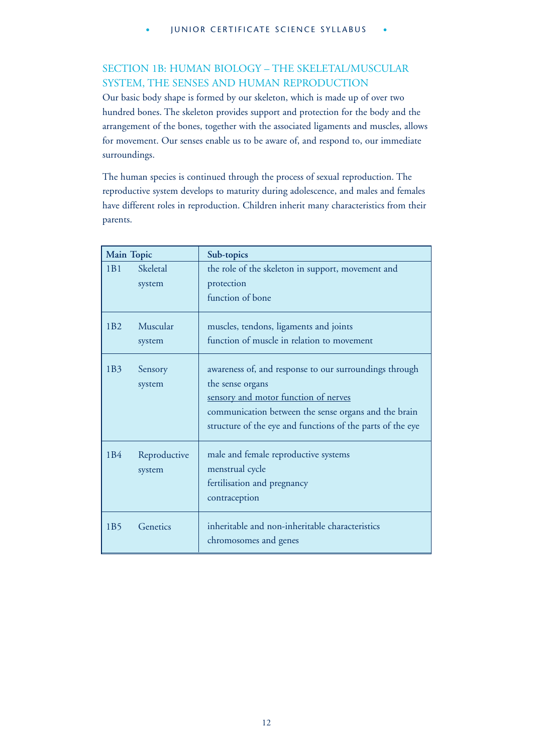## SECTION 1B: HUMAN BIOLOGY – THE SKELETAL/MUSCULAR SYSTEM, THE SENSES AND HUMAN REPRODUCTION

Our basic body shape is formed by our skeleton, which is made up of over two hundred bones. The skeleton provides support and protection for the body and the arrangement of the bones, together with the associated ligaments and muscles, allows for movement. Our senses enable us to be aware of, and respond to, our immediate surroundings.

The human species is continued through the process of sexual reproduction. The reproductive system develops to maturity during adolescence, and males and females have different roles in reproduction. Children inherit many characteristics from their parents.

| Main Topic | | Sub-topics |
|---|---|---|
| 1B1 | Skeletal system | the role of the skeleton in support, movement and protection<br>function of bone |
| 1B2 | Muscular system | muscles, tendons, ligaments and joints<br>function of muscle in relation to movement |
| 1B3 | Sensory system | awareness of, and response to our surroundings through the sense organs<br><u>sensory and motor function of nerves</u><br>communication between the sense organs and the brain<br>structure of the eye and functions of the parts of the eye |
| 1B4 | Reproductive system | male and female reproductive systems<br>menstrual cycle<br>fertilisation and pregnancy<br>contraception |
| 1B5 | Genetics | inheritable and non-inheritable characteristics<br>chromosomes and genes |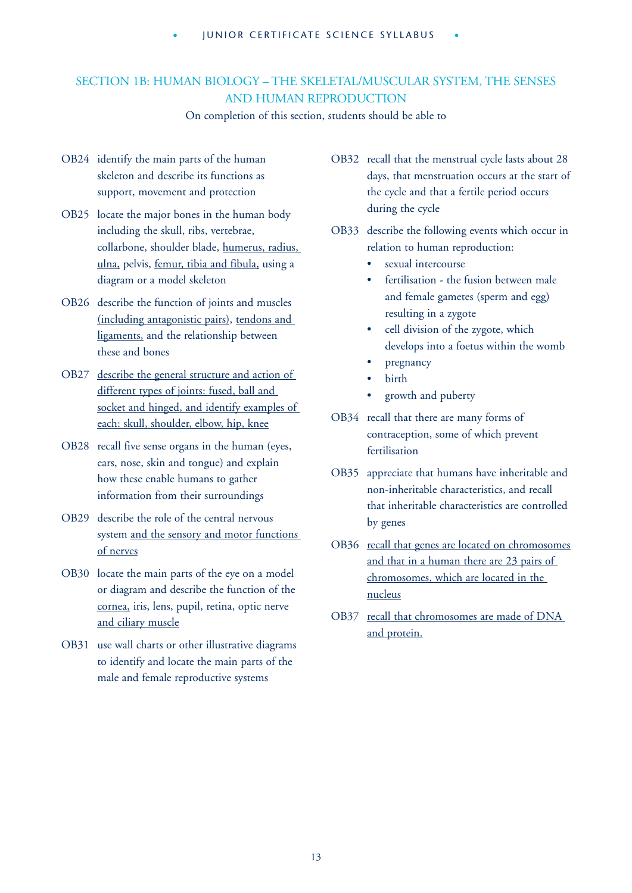## SECTION 1B: HUMAN BIOLOGY – THE SKELETAL/MUSCULAR SYSTEM, THE SENSES AND HUMAN REPRODUCTION

On completion of this section, students should be able to

OB24 identify the main parts of the human skeleton and describe its functions as support, movement and protection

OB25 locate the major bones in the human body including the skull, ribs, vertebrae, collarbone, shoulder blade, <u>humerus, radius, ulna,</u> pelvis, <u>femur, tibia and fibula,</u> using a diagram or a model skeleton

OB26 describe the function of joints and muscles <u>(including antagonistic pairs)</u>, <u>tendons and ligaments,</u> and the relationship between these and bones

OB27 <u>describe the general structure and action of different types of joints: fused, ball and socket and hinged, and identify examples of each: skull, shoulder, elbow, hip, knee</u>

OB28 recall five sense organs in the human (eyes, ears, nose, skin and tongue) and explain how these enable humans to gather information from their surroundings

OB29 describe the role of the central nervous system <u>and the sensory and motor functions of nerves</u>

OB30 locate the main parts of the eye on a model or diagram and describe the function of the <u>cornea,</u> iris, lens, pupil, retina, optic nerve <u>and ciliary muscle</u>

OB31 use wall charts or other illustrative diagrams to identify and locate the main parts of the male and female reproductive systems

OB32 recall that the menstrual cycle lasts about 28 days, that menstruation occurs at the start of the cycle and that a fertile period occurs during the cycle

OB33 describe the following events which occur in relation to human reproduction:

- sexual intercourse
- fertilisation - the fusion between male and female gametes (sperm and egg) resulting in a zygote
- cell division of the zygote, which develops into a foetus within the womb
- pregnancy
- birth
- growth and puberty

OB34 recall that there are many forms of contraception, some of which prevent fertilisation

OB35 appreciate that humans have inheritable and non-inheritable characteristics, and recall that inheritable characteristics are controlled by genes

OB36 <u>recall that genes are located on chromosomes and that in a human there are 23 pairs of chromosomes, which are located in the nucleus</u>

OB37 <u>recall that chromosomes are made of DNA and protein.</u>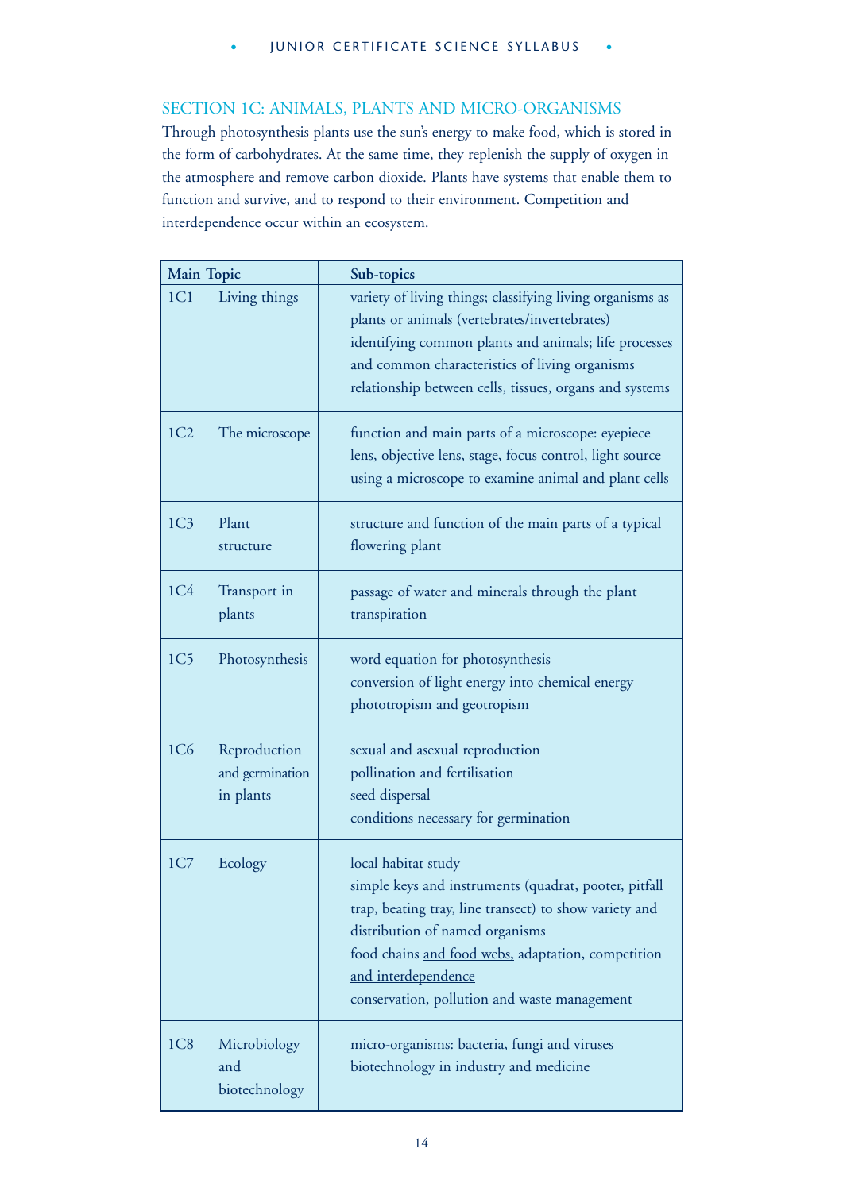## SECTION 1C: ANIMALS, PLANTS AND MICRO-ORGANISMS

Through photosynthesis plants use the sun's energy to make food, which is stored in the form of carbohydrates. At the same time, they replenish the supply of oxygen in the atmosphere and remove carbon dioxide. Plants have systems that enable them to function and survive, and to respond to their environment. Competition and interdependence occur within an ecosystem.

| Main Topic | Sub-topics |
|---|---|
| 1C1 Living things | variety of living things; classifying living organisms as plants or animals (vertebrates/invertebrates)<br>identifying common plants and animals; life processes and common characteristics of living organisms<br>relationship between cells, tissues, organs and systems |
| 1C2 The microscope | function and main parts of a microscope: eyepiece lens, objective lens, stage, focus control, light source<br>using a microscope to examine animal and plant cells |
| 1C3 Plant structure | structure and function of the main parts of a typical flowering plant |
| 1C4 Transport in plants | passage of water and minerals through the plant<br>transpiration |
| 1C5 Photosynthesis | word equation for photosynthesis<br>conversion of light energy into chemical energy<br>phototropism <u>and geotropism</u> |
| 1C6 Reproduction and germination in plants | sexual and asexual reproduction<br>pollination and fertilisation<br>seed dispersal<br>conditions necessary for germination |
| 1C7 Ecology | local habitat study<br>simple keys and instruments (quadrat, pooter, pitfall trap, beating tray, line transect) to show variety and distribution of named organisms<br>food chains <u>and food webs,</u> adaptation, competition <u>and interdependence</u><br>conservation, pollution and waste management |
| 1C8 Microbiology and biotechnology | micro-organisms: bacteria, fungi and viruses<br>biotechnology in industry and medicine |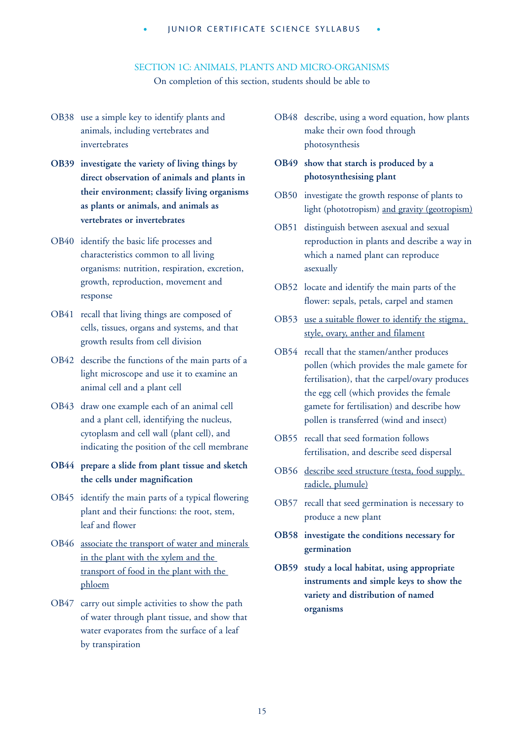## SECTION 1C: ANIMALS, PLANTS AND MICRO-ORGANISMS

On completion of this section, students should be able to

- OB38 use a simple key to identify plants and animals, including vertebrates and invertebrates
- **OB39 investigate the variety of living things by direct observation of animals and plants in their environment; classify living organisms as plants or animals, and animals as vertebrates or invertebrates**
- OB40 identify the basic life processes and characteristics common to all living organisms: nutrition, respiration, excretion, growth, reproduction, movement and response
- OB41 recall that living things are composed of cells, tissues, organs and systems, and that growth results from cell division
- OB42 describe the functions of the main parts of a light microscope and use it to examine an animal cell and a plant cell
- OB43 draw one example each of an animal cell and a plant cell, identifying the nucleus, cytoplasm and cell wall (plant cell), and indicating the position of the cell membrane
- **OB44 prepare a slide from plant tissue and sketch the cells under magnification**
- OB45 identify the main parts of a typical flowering plant and their functions: the root, stem, leaf and flower
- OB46 <u>associate the transport of water and minerals in the plant with the xylem and the transport of food in the plant with the phloem</u>
- OB47 carry out simple activities to show the path of water through plant tissue, and show that water evaporates from the surface of a leaf by transpiration
- OB48 describe, using a word equation, how plants make their own food through photosynthesis
- **OB49 show that starch is produced by a photosynthesising plant**
- OB50 investigate the growth response of plants to light (phototropism) <u>and gravity (geotropism)</u>
- OB51 distinguish between asexual and sexual reproduction in plants and describe a way in which a named plant can reproduce asexually
- OB52 locate and identify the main parts of the flower: sepals, petals, carpel and stamen
- OB53 <u>use a suitable flower to identify the stigma, style, ovary, anther and filament</u>
- OB54 recall that the stamen/anther produces pollen (which provides the male gamete for fertilisation), that the carpel/ovary produces the egg cell (which provides the female gamete for fertilisation) and describe how pollen is transferred (wind and insect)
- OB55 recall that seed formation follows fertilisation, and describe seed dispersal
- OB56 <u>describe seed structure (testa, food supply, radicle, plumule)</u>
- OB57 recall that seed germination is necessary to produce a new plant
- **OB58 investigate the conditions necessary for germination**
- **OB59 study a local habitat, using appropriate instruments and simple keys to show the variety and distribution of named organisms**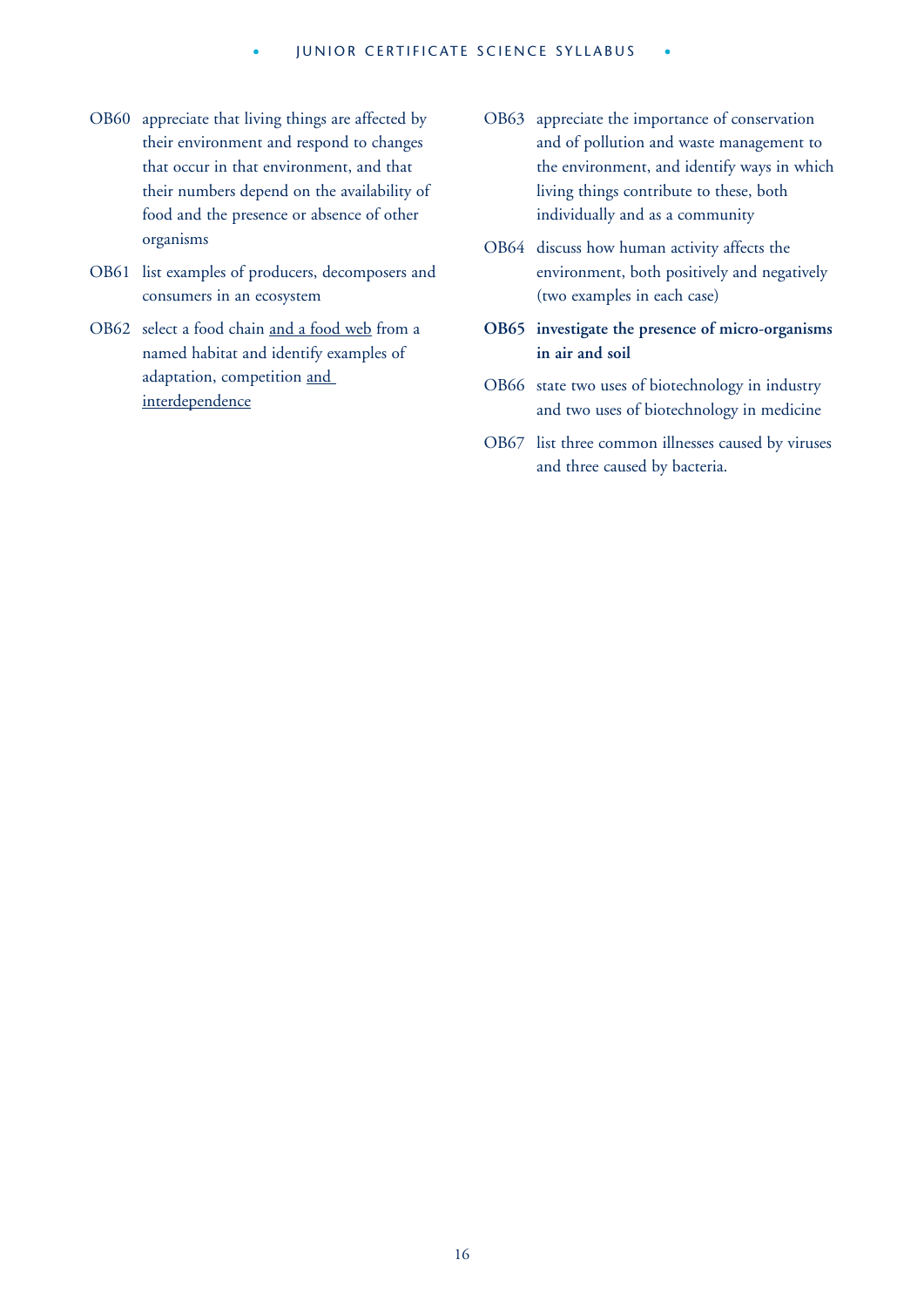OB60 appreciate that living things are affected by their environment and respond to changes that occur in that environment, and that their numbers depend on the availability of food and the presence or absence of other organisms

OB61 list examples of producers, decomposers and consumers in an ecosystem

OB62 select a food chain <u>and a food web</u> from a named habitat and identify examples of adaptation, competition <u>and interdependence</u>

OB63 appreciate the importance of conservation and of pollution and waste management to the environment, and identify ways in which living things contribute to these, both individually and as a community

OB64 discuss how human activity affects the environment, both positively and negatively (two examples in each case)

**OB65 investigate the presence of micro-organisms in air and soil**

OB66 state two uses of biotechnology in industry and two uses of biotechnology in medicine

OB67 list three common illnesses caused by viruses and three caused by bacteria.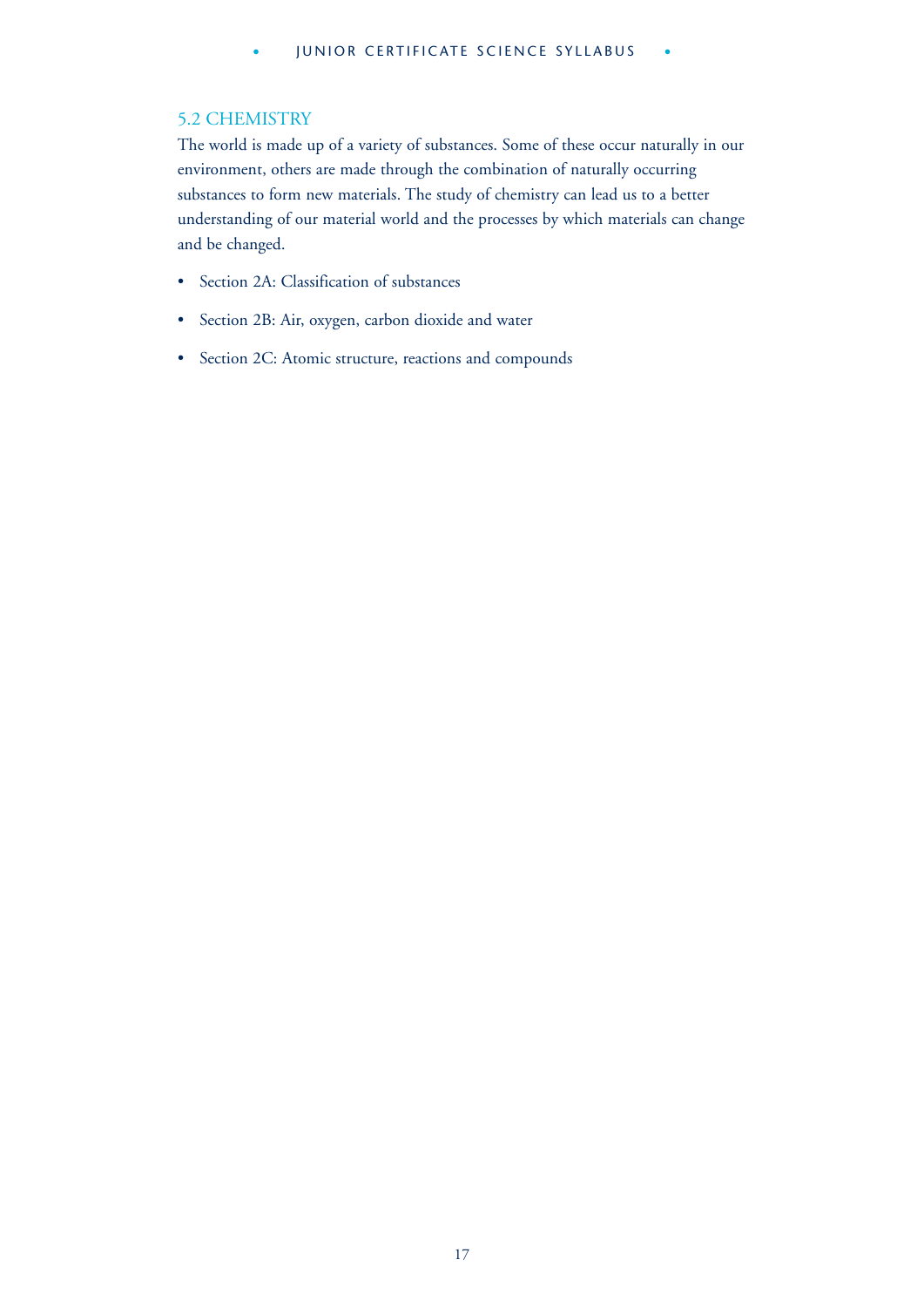## 5.2 CHEMISTRY

The world is made up of a variety of substances. Some of these occur naturally in our environment, others are made through the combination of naturally occurring substances to form new materials. The study of chemistry can lead us to a better understanding of our material world and the processes by which materials can change and be changed.

- Section 2A: Classification of substances
- Section 2B: Air, oxygen, carbon dioxide and water
- Section 2C: Atomic structure, reactions and compounds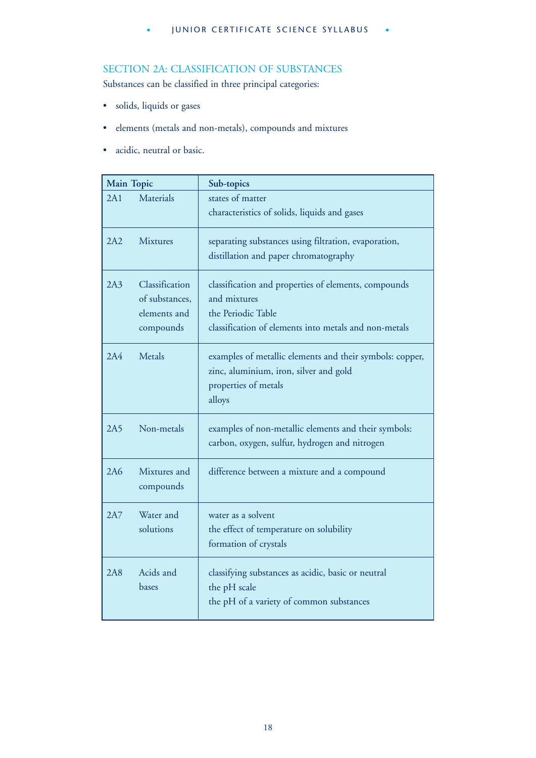## SECTION 2A: CLASSIFICATION OF SUBSTANCES

Substances can be classified in three principal categories:

- solids, liquids or gases
- elements (metals and non-metals), compounds and mixtures
- acidic, neutral or basic.

| Main Topic | | Sub-topics |
|---|---|---|
| 2A1 | Materials | states of matter<br>characteristics of solids, liquids and gases |
| 2A2 | Mixtures | separating substances using filtration, evaporation, distillation and paper chromatography |
| 2A3 | Classification of substances, elements and compounds | classification and properties of elements, compounds and mixtures<br>the Periodic Table<br>classification of elements into metals and non-metals |
| 2A4 | Metals | examples of metallic elements and their symbols: copper, zinc, aluminium, iron, silver and gold<br>properties of metals<br>alloys |
| 2A5 | Non-metals | examples of non-metallic elements and their symbols: carbon, oxygen, sulfur, hydrogen and nitrogen |
| 2A6 | Mixtures and compounds | difference between a mixture and a compound |
| 2A7 | Water and solutions | water as a solvent<br>the effect of temperature on solubility<br>formation of crystals |
| 2A8 | Acids and bases | classifying substances as acidic, basic or neutral<br>the pH scale<br>the pH of a variety of common substances |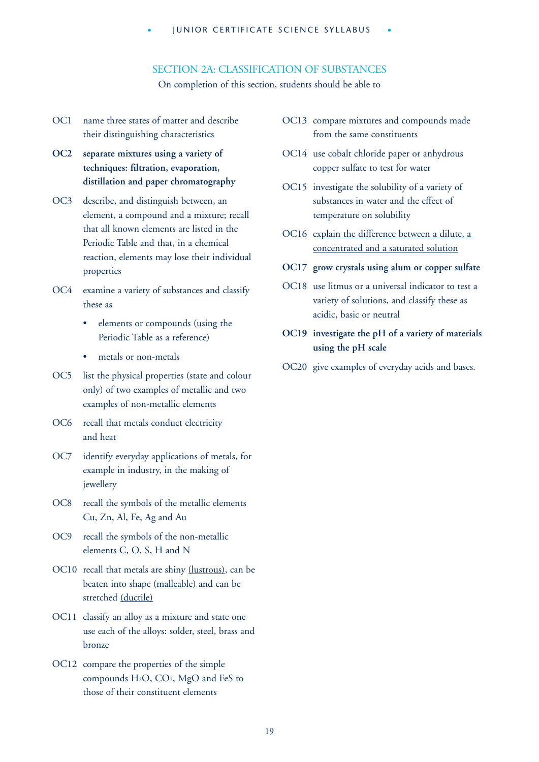## SECTION 2A: CLASSIFICATION OF SUBSTANCES

On completion of this section, students should be able to

OC1 name three states of matter and describe their distinguishing characteristics

**OC2 separate mixtures using a variety of techniques: filtration, evaporation, distillation and paper chromatography**

OC3 describe, and distinguish between, an element, a compound and a mixture; recall that all known elements are listed in the Periodic Table and that, in a chemical reaction, elements may lose their individual properties

OC4 examine a variety of substances and classify these as

- elements or compounds (using the Periodic Table as a reference)
- metals or non-metals

OC5 list the physical properties (state and colour only) of two examples of metallic and two examples of non-metallic elements

OC6 recall that metals conduct electricity and heat

OC7 identify everyday applications of metals, for example in industry, in the making of jewellery

OC8 recall the symbols of the metallic elements Cu, Zn, Al, Fe, Ag and Au

OC9 recall the symbols of the non-metallic elements C, O, S, H and N

OC10 recall that metals are shiny <u>(lustrous)</u>, can be beaten into shape <u>(malleable)</u> and can be stretched <u>(ductile)</u>

OC11 classify an alloy as a mixture and state one use each of the alloys: solder, steel, brass and bronze

OC12 compare the properties of the simple compounds $H_2O$, $CO_2$, MgO and FeS to those of their constituent elements

OC13 compare mixtures and compounds made from the same constituents

OC14 use cobalt chloride paper or anhydrous copper sulfate to test for water

OC15 investigate the solubility of a variety of substances in water and the effect of temperature on solubility

OC16 <u>explain the difference between a dilute, a concentrated and a saturated solution</u>

**OC17 grow crystals using alum or copper sulfate**

OC18 use litmus or a universal indicator to test a variety of solutions, and classify these as acidic, basic or neutral

**OC19 investigate the pH of a variety of materials using the pH scale**

OC20 give examples of everyday acids and bases.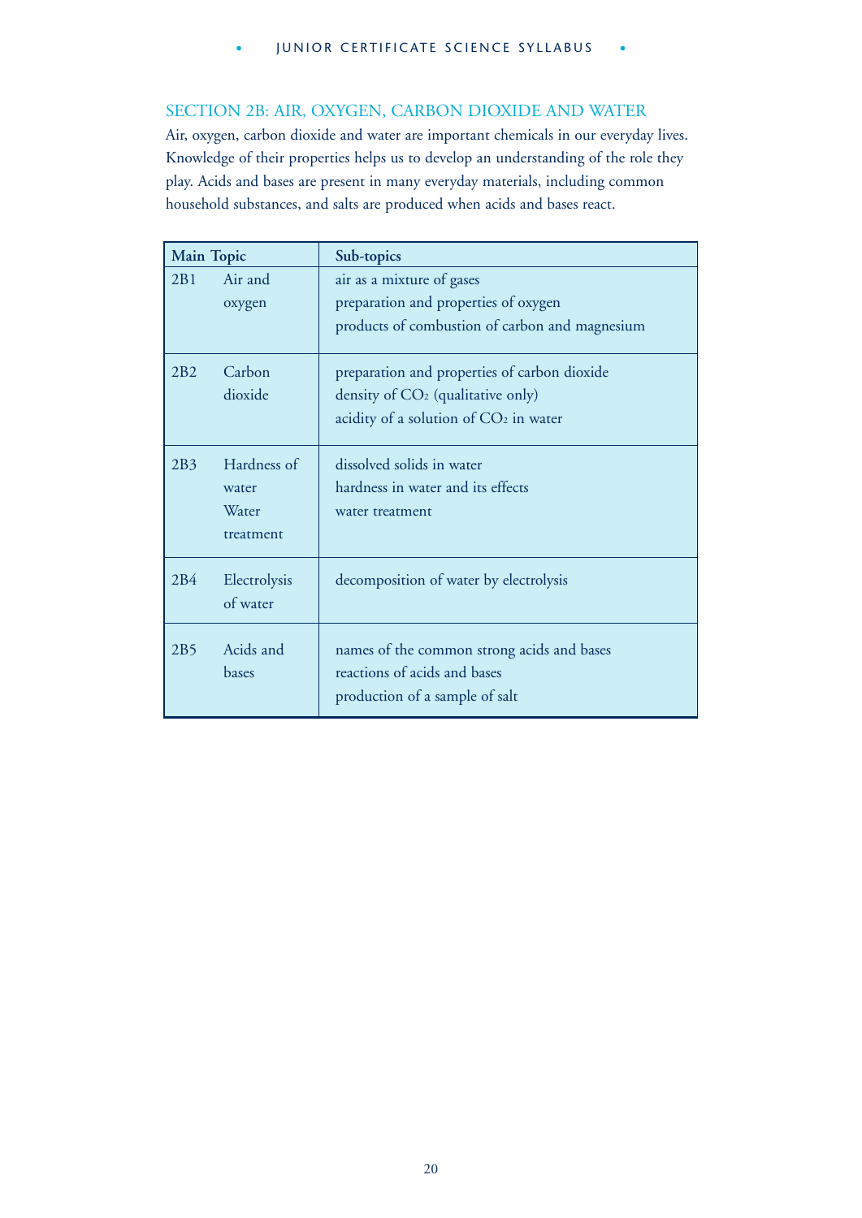## SECTION 2B: AIR, OXYGEN, CARBON DIOXIDE AND WATER

Air, oxygen, carbon dioxide and water are important chemicals in our everyday lives. Knowledge of their properties helps us to develop an understanding of the role they play. Acids and bases are present in many everyday materials, including common household substances, and salts are produced when acids and bases react.

| Main Topic | | Sub-topics |
|---|---|---|
| 2B1 | Air and oxygen | air as a mixture of gases<br>preparation and properties of oxygen<br>products of combustion of carbon and magnesium |
| 2B2 | Carbon dioxide | preparation and properties of carbon dioxide<br>density of $CO_2$ (qualitative only)<br>acidity of a solution of $CO_2$ in water |
| 2B3 | Hardness of water<br>Water treatment | dissolved solids in water<br>hardness in water and its effects<br>water treatment |
| 2B4 | Electrolysis of water | decomposition of water by electrolysis |
| 2B5 | Acids and bases | names of the common strong acids and bases<br>reactions of acids and bases<br>production of a sample of salt |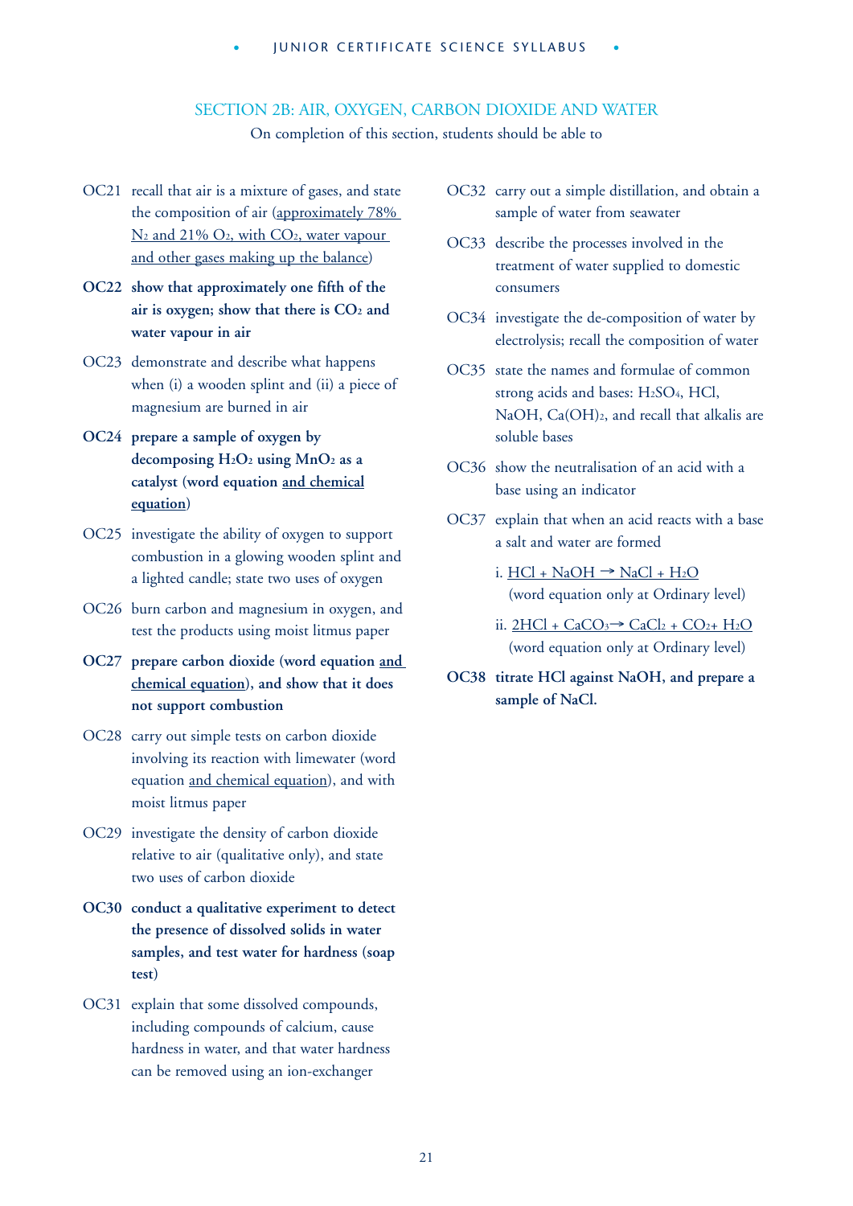## SECTION 2B: AIR, OXYGEN, CARBON DIOXIDE AND WATER

On completion of this section, students should be able to

OC21 recall that air is a mixture of gases, and state the composition of air (<u>approximately 78% $N_2$ and 21% $O_2$, with $CO_2$, water vapour and other gases making up the balance</u>)

**OC22 show that approximately one fifth of the air is oxygen; show that there is $CO_2$ and water vapour in air**

OC23 demonstrate and describe what happens when (i) a wooden splint and (ii) a piece of magnesium are burned in air

**OC24 prepare a sample of oxygen by decomposing $H_2O_2$ using $MnO_2$ as a catalyst (word equation <u>and chemical equation</u>)**

OC25 investigate the ability of oxygen to support combustion in a glowing wooden splint and a lighted candle; state two uses of oxygen

OC26 burn carbon and magnesium in oxygen, and test the products using moist litmus paper

**OC27 prepare carbon dioxide (word equation <u>and chemical equation</u>), and show that it does not support combustion**

OC28 carry out simple tests on carbon dioxide involving its reaction with limewater (word equation <u>and chemical equation</u>), and with moist litmus paper

OC29 investigate the density of carbon dioxide relative to air (qualitative only), and state two uses of carbon dioxide

**OC30 conduct a qualitative experiment to detect the presence of dissolved solids in water samples, and test water for hardness (soap test)**

OC31 explain that some dissolved compounds, including compounds of calcium, cause hardness in water, and that water hardness can be removed using an ion-exchanger

OC32 carry out a simple distillation, and obtain a sample of water from seawater

OC33 describe the processes involved in the treatment of water supplied to domestic consumers

OC34 investigate the de-composition of water by electrolysis; recall the composition of water

OC35 state the names and formulae of common strong acids and bases: $H_2SO_4$, HCl, NaOH, $Ca(OH)_2$, and recall that alkalis are soluble bases

OC36 show the neutralisation of an acid with a base using an indicator

OC37 explain that when an acid reacts with a base a salt and water are formed

i. <u>$HCl + NaOH \rightarrow NaCl + H_2O$</u>
(word equation only at Ordinary level)

ii. <u>$2HCl + CaCO_3 \rightarrow CaCl_2 + CO_2 + H_2O$</u>
(word equation only at Ordinary level)

**OC38 titrate HCl against NaOH, and prepare a sample of NaCl.**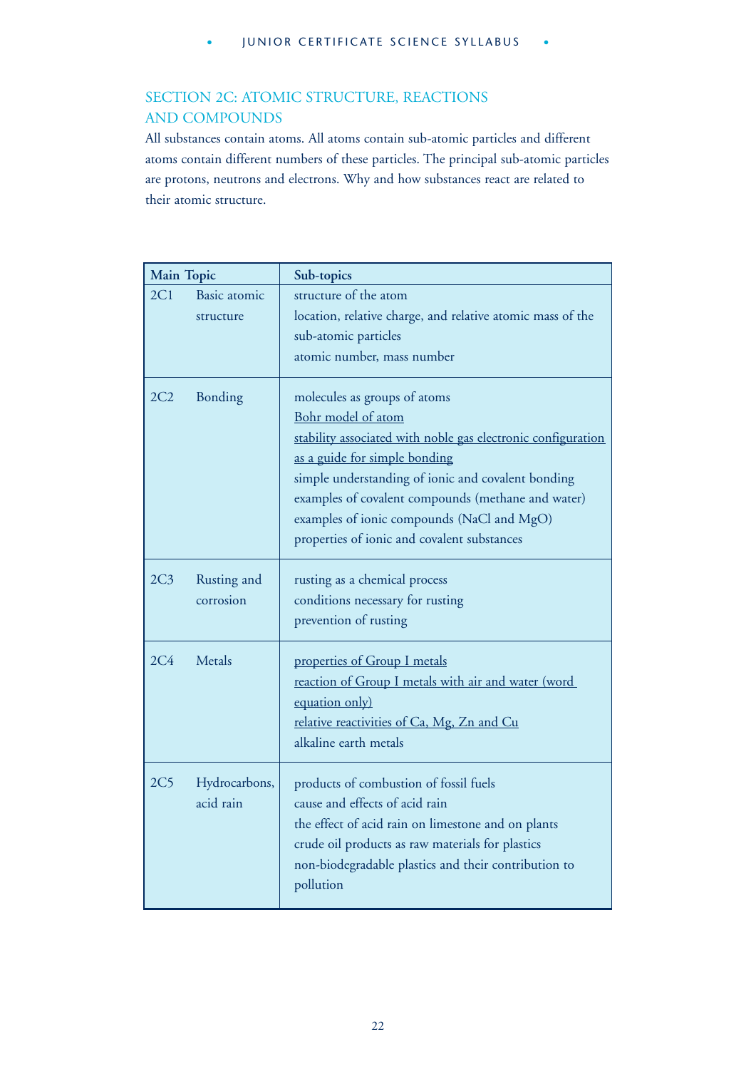## SECTION 2C: ATOMIC STRUCTURE, REACTIONS AND COMPOUNDS

All substances contain atoms. All atoms contain sub-atomic particles and different atoms contain different numbers of these particles. The principal sub-atomic particles are protons, neutrons and electrons. Why and how substances react are related to their atomic structure.

| Main Topic | | Sub-topics |
|---|---|---|
| 2C1 | Basic atomic structure | structure of the atom<br>location, relative charge, and relative atomic mass of the sub-atomic particles<br>atomic number, mass number |
| 2C2 | Bonding | molecules as groups of atoms<br><u>Bohr model of atom</u><br><u>stability associated with noble gas electronic configuration as a guide for simple bonding</u><br>simple understanding of ionic and covalent bonding<br>examples of covalent compounds (methane and water)<br>examples of ionic compounds (NaCl and MgO)<br>properties of ionic and covalent substances |
| 2C3 | Rusting and corrosion | rusting as a chemical process<br>conditions necessary for rusting<br>prevention of rusting |
| 2C4 | Metals | <u>properties of Group I metals</u><br><u>reaction of Group I metals with air and water (word equation only)</u><br><u>relative reactivities of Ca, Mg, Zn and Cu</u><br>alkaline earth metals |
| 2C5 | Hydrocarbons, acid rain | products of combustion of fossil fuels<br>cause and effects of acid rain<br>the effect of acid rain on limestone and on plants<br>crude oil products as raw materials for plastics<br>non-biodegradable plastics and their contribution to pollution |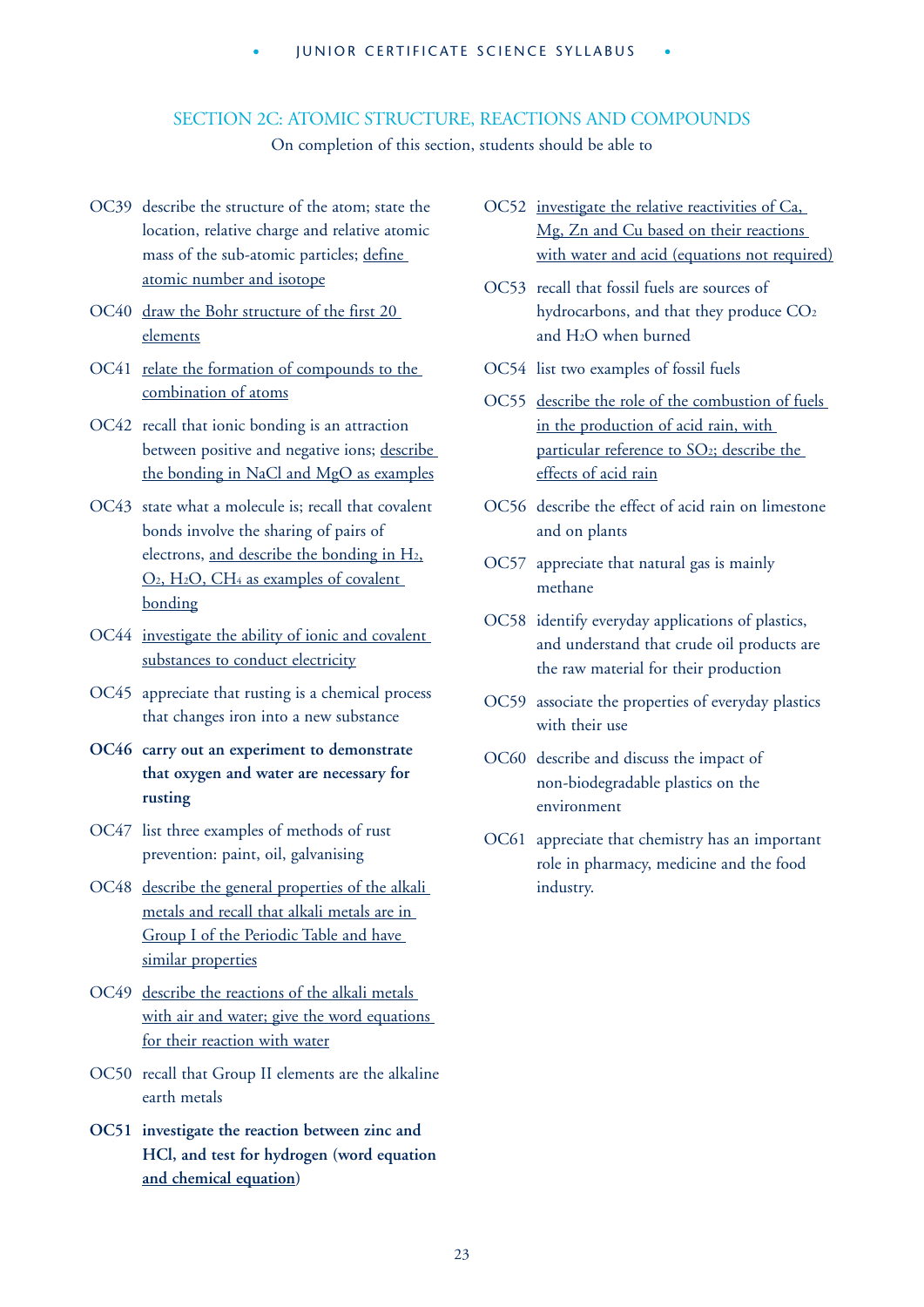## SECTION 2C: ATOMIC STRUCTURE, REACTIONS AND COMPOUNDS

On completion of this section, students should be able to

- OC39 describe the structure of the atom; state the location, relative charge and relative atomic mass of the sub-atomic particles; <u>define atomic number and isotope</u>
- OC40 <u>draw the Bohr structure of the first 20 elements</u>
- OC41 <u>relate the formation of compounds to the combination of atoms</u>
- OC42 recall that ionic bonding is an attraction between positive and negative ions; <u>describe the bonding in NaCl and MgO as examples</u>
- OC43 state what a molecule is; recall that covalent bonds involve the sharing of pairs of electrons, <u>and describe the bonding in $H_2$, $O_2$, $H_2O$, $CH_4$ as examples of covalent bonding</u>
- OC44 <u>investigate the ability of ionic and covalent substances to conduct electricity</u>
- OC45 appreciate that rusting is a chemical process that changes iron into a new substance
- **OC46 carry out an experiment to demonstrate that oxygen and water are necessary for rusting**
- OC47 list three examples of methods of rust prevention: paint, oil, galvanising
- OC48 <u>describe the general properties of the alkali metals and recall that alkali metals are in Group I of the Periodic Table and have similar properties</u>
- OC49 <u>describe the reactions of the alkali metals with air and water; give the word equations for their reaction with water</u>
- OC50 recall that Group II elements are the alkaline earth metals
- **OC51 investigate the reaction between zinc and HCl, and test for hydrogen (word equation <u>and chemical equation</u>)**
- OC52 <u>investigate the relative reactivities of Ca, Mg, Zn and Cu based on their reactions with water and acid (equations not required)</u>
- OC53 recall that fossil fuels are sources of hydrocarbons, and that they produce $CO_2$ and $H_2O$ when burned
- OC54 list two examples of fossil fuels
- OC55 <u>describe the role of the combustion of fuels in the production of acid rain, with particular reference to $SO_2$; describe the effects of acid rain</u>
- OC56 describe the effect of acid rain on limestone and on plants
- OC57 appreciate that natural gas is mainly methane
- OC58 identify everyday applications of plastics, and understand that crude oil products are the raw material for their production
- OC59 associate the properties of everyday plastics with their use
- OC60 describe and discuss the impact of non-biodegradable plastics on the environment
- OC61 appreciate that chemistry has an important role in pharmacy, medicine and the food industry.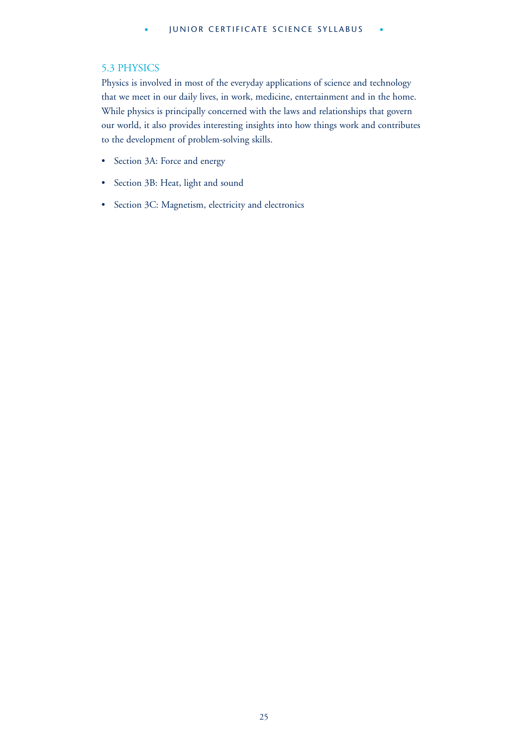## 5.3 PHYSICS

Physics is involved in most of the everyday applications of science and technology that we meet in our daily lives, in work, medicine, entertainment and in the home. While physics is principally concerned with the laws and relationships that govern our world, it also provides interesting insights into how things work and contributes to the development of problem-solving skills.

- Section 3A: Force and energy
- Section 3B: Heat, light and sound
- Section 3C: Magnetism, electricity and electronics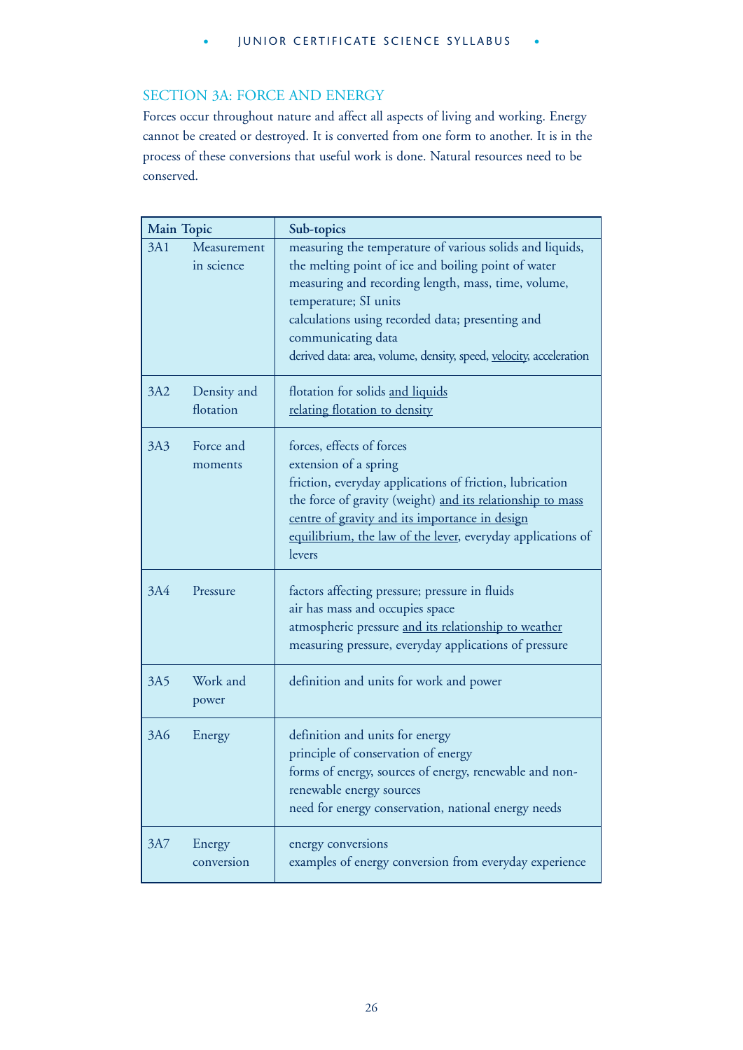## SECTION 3A: FORCE AND ENERGY

Forces occur throughout nature and affect all aspects of living and working. Energy cannot be created or destroyed. It is converted from one form to another. It is in the process of these conversions that useful work is done. Natural resources need to be conserved.

| Main Topic | | Sub-topics |
|---|---|---|
| 3A1 | Measurement in science | measuring the temperature of various solids and liquids, the melting point of ice and boiling point of water<br>measuring and recording length, mass, time, volume, temperature; SI units<br>calculations using recorded data; presenting and communicating data<br>derived data: area, volume, density, speed, <u>velocity</u>, acceleration |
| 3A2 | Density and flotation | flotation for solids <u>and liquids</u><br><u>relating flotation to density</u> |
| 3A3 | Force and moments | forces, effects of forces<br>extension of a spring<br>friction, everyday applications of friction, lubrication<br>the force of gravity (weight) <u>and its relationship to mass</u><br><u>centre of gravity and its importance in design</u><br><u>equilibrium, the law of the lever</u>, everyday applications of levers |
| 3A4 | Pressure | factors affecting pressure; pressure in fluids<br>air has mass and occupies space<br>atmospheric pressure <u>and its relationship to weather</u><br>measuring pressure, everyday applications of pressure |
| 3A5 | Work and power | definition and units for work and power |
| 3A6 | Energy | definition and units for energy<br>principle of conservation of energy<br>forms of energy, sources of energy, renewable and non-renewable energy sources<br>need for energy conservation, national energy needs |
| 3A7 | Energy conversion | energy conversions<br>examples of energy conversion from everyday experience |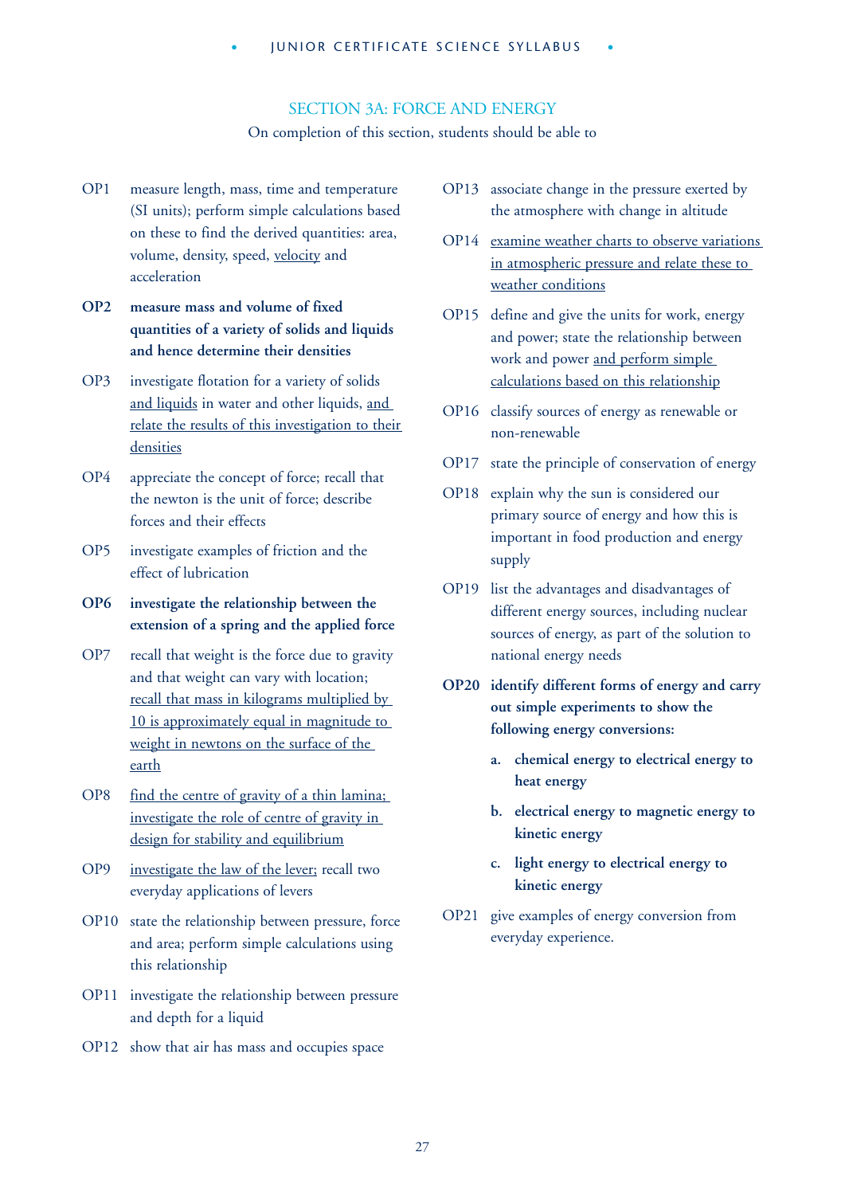## SECTION 3A: FORCE AND ENERGY

On completion of this section, students should be able to

- OP1 measure length, mass, time and temperature (SI units); perform simple calculations based on these to find the derived quantities: area, volume, density, speed, <u>velocity</u> and acceleration
- **OP2 measure mass and volume of fixed quantities of a variety of solids and liquids and hence determine their densities**
- OP3 investigate flotation for a variety of solids <u>and liquids</u> in water and other liquids, <u>and relate the results of this investigation to their densities</u>
- OP4 appreciate the concept of force; recall that the newton is the unit of force; describe forces and their effects
- OP5 investigate examples of friction and the effect of lubrication
- **OP6 investigate the relationship between the extension of a spring and the applied force**
- OP7 recall that weight is the force due to gravity and that weight can vary with location; <u>recall that mass in kilograms multiplied by 10 is approximately equal in magnitude to weight in newtons on the surface of the earth</u>
- OP8 <u>find the centre of gravity of a thin lamina; investigate the role of centre of gravity in design for stability and equilibrium</u>
- OP9 <u>investigate the law of the lever;</u> recall two everyday applications of levers
- OP10 state the relationship between pressure, force and area; perform simple calculations using this relationship
- OP11 investigate the relationship between pressure and depth for a liquid
- OP12 show that air has mass and occupies space
- OP13 associate change in the pressure exerted by the atmosphere with change in altitude
- OP14 <u>examine weather charts to observe variations in atmospheric pressure and relate these to weather conditions</u>
- OP15 define and give the units for work, energy and power; state the relationship between work and power <u>and perform simple calculations based on this relationship</u>
- OP16 classify sources of energy as renewable or non-renewable
- OP17 state the principle of conservation of energy
- OP18 explain why the sun is considered our primary source of energy and how this is important in food production and energy supply
- OP19 list the advantages and disadvantages of different energy sources, including nuclear sources of energy, as part of the solution to national energy needs
- **OP20 identify different forms of energy and carry out simple experiments to show the following energy conversions:**
  - **a. chemical energy to electrical energy to heat energy**
  - **b. electrical energy to magnetic energy to kinetic energy**
  - **c. light energy to electrical energy to kinetic energy**
- OP21 give examples of energy conversion from everyday experience.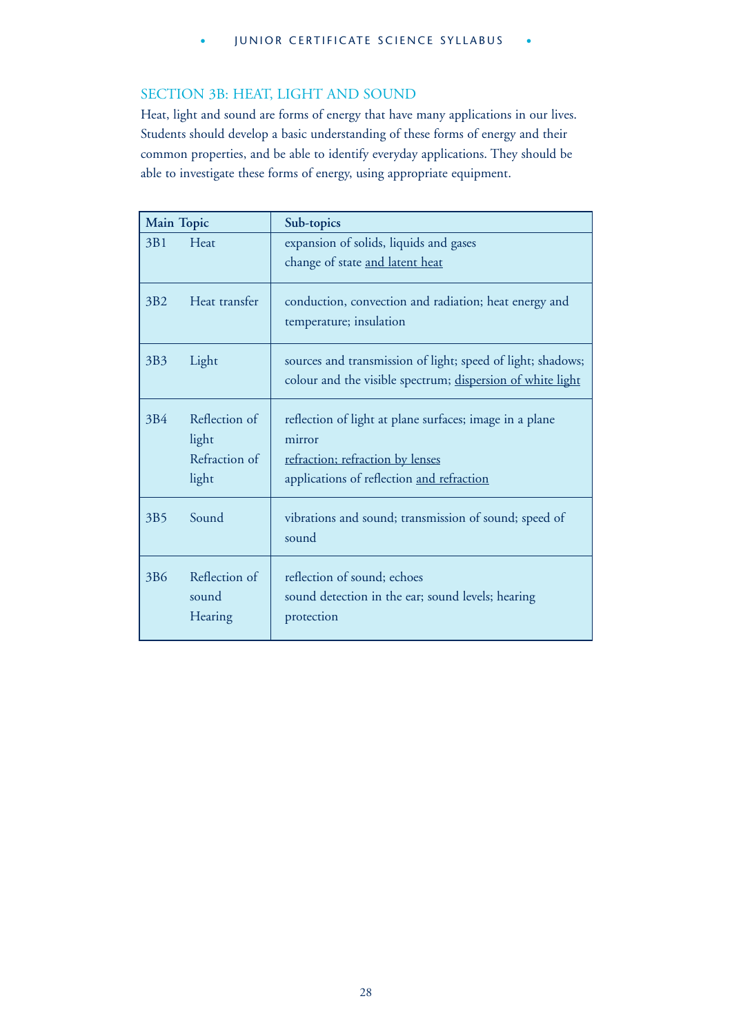## SECTION 3B: HEAT, LIGHT AND SOUND

Heat, light and sound are forms of energy that have many applications in our lives. Students should develop a basic understanding of these forms of energy and their common properties, and be able to identify everyday applications. They should be able to investigate these forms of energy, using appropriate equipment.

| Main Topic | | Sub-topics |
|---|---|---|
| 3B1 | Heat | expansion of solids, liquids and gases<br>change of state <u>and latent heat</u> |
| 3B2 | Heat transfer | conduction, convection and radiation; heat energy and temperature; insulation |
| 3B3 | Light | sources and transmission of light; speed of light; shadows; colour and the visible spectrum; <u>dispersion of white light</u> |
| 3B4 | Reflection of light<br>Refraction of light | reflection of light at plane surfaces; image in a plane mirror<br><u>refraction; refraction by lenses</u><br>applications of reflection <u>and refraction</u> |
| 3B5 | Sound | vibrations and sound; transmission of sound; speed of sound |
| 3B6 | Reflection of sound<br>Hearing | reflection of sound; echoes<br>sound detection in the ear; sound levels; hearing protection |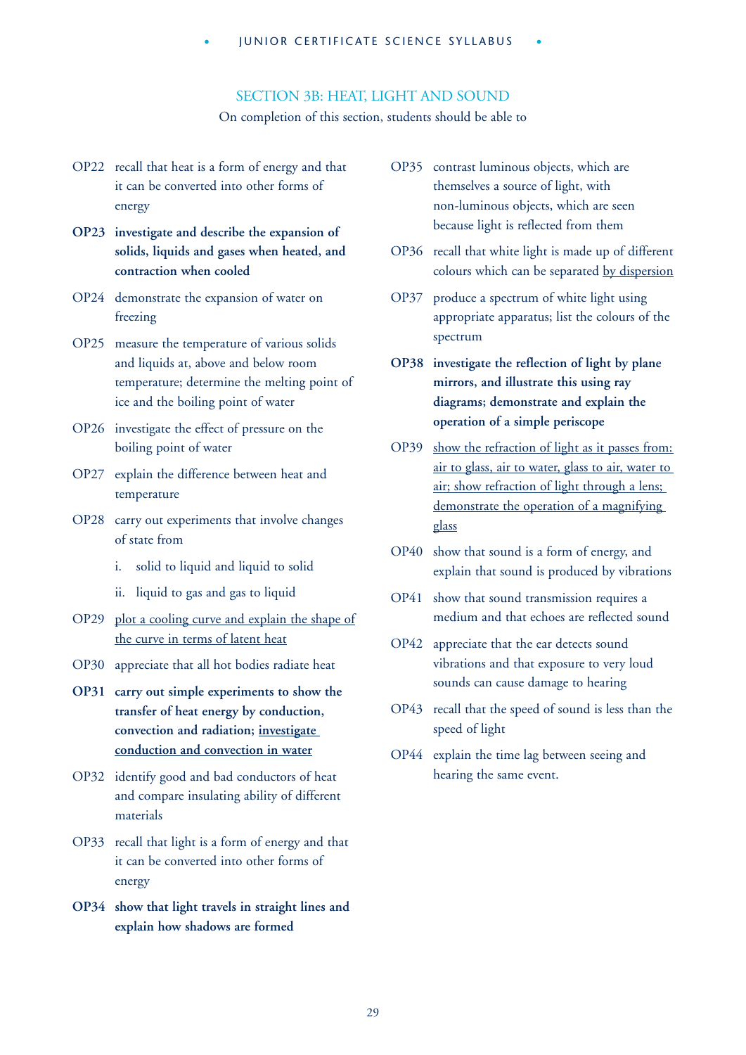## SECTION 3B: HEAT, LIGHT AND SOUND

On completion of this section, students should be able to

OP22 recall that heat is a form of energy and that it can be converted into other forms of energy

**OP23 investigate and describe the expansion of solids, liquids and gases when heated, and contraction when cooled**

OP24 demonstrate the expansion of water on freezing

OP25 measure the temperature of various solids and liquids at, above and below room temperature; determine the melting point of ice and the boiling point of water

OP26 investigate the effect of pressure on the boiling point of water

OP27 explain the difference between heat and temperature

OP28 carry out experiments that involve changes of state from

- i. solid to liquid and liquid to solid
- ii. liquid to gas and gas to liquid

OP29 <u>plot a cooling curve and explain the shape of the curve in terms of latent heat</u>

OP30 appreciate that all hot bodies radiate heat

**OP31 carry out simple experiments to show the transfer of heat energy by conduction, convection and radiation; <u>investigate conduction and convection in water</u>**

OP32 identify good and bad conductors of heat and compare insulating ability of different materials

OP33 recall that light is a form of energy and that it can be converted into other forms of energy

**OP34 show that light travels in straight lines and explain how shadows are formed**

OP35 contrast luminous objects, which are themselves a source of light, with non-luminous objects, which are seen because light is reflected from them

OP36 recall that white light is made up of different colours which can be separated <u>by dispersion</u>

OP37 produce a spectrum of white light using appropriate apparatus; list the colours of the spectrum

**OP38 investigate the reflection of light by plane mirrors, and illustrate this using ray diagrams; demonstrate and explain the operation of a simple periscope**

OP39 <u>show the refraction of light as it passes from: air to glass, air to water, glass to air, water to air; show refraction of light through a lens; demonstrate the operation of a magnifying glass</u>

OP40 show that sound is a form of energy, and explain that sound is produced by vibrations

OP41 show that sound transmission requires a medium and that echoes are reflected sound

OP42 appreciate that the ear detects sound vibrations and that exposure to very loud sounds can cause damage to hearing

OP43 recall that the speed of sound is less than the speed of light

OP44 explain the time lag between seeing and hearing the same event.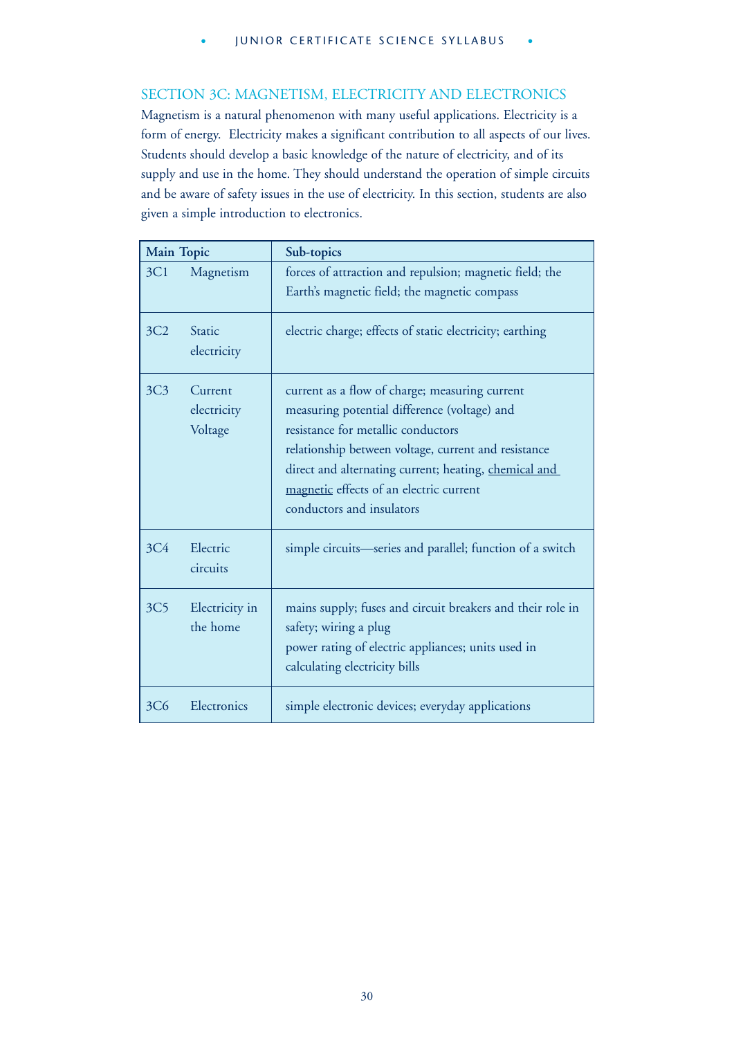## SECTION 3C: MAGNETISM, ELECTRICITY AND ELECTRONICS

Magnetism is a natural phenomenon with many useful applications. Electricity is a form of energy. Electricity makes a significant contribution to all aspects of our lives. Students should develop a basic knowledge of the nature of electricity, and of its supply and use in the home. They should understand the operation of simple circuits and be aware of safety issues in the use of electricity. In this section, students are also given a simple introduction to electronics.

| Main Topic | | Sub-topics |
|---|---|---|
| 3C1 | Magnetism | forces of attraction and repulsion; magnetic field; the Earth's magnetic field; the magnetic compass |
| 3C2 | Static electricity | electric charge; effects of static electricity; earthing |
| 3C3 | Current electricity Voltage | current as a flow of charge; measuring current<br>measuring potential difference (voltage) and resistance for metallic conductors<br>relationship between voltage, current and resistance<br>direct and alternating current; heating, <u>chemical and magnetic</u> effects of an electric current<br>conductors and insulators |
| 3C4 | Electric circuits | simple circuits—series and parallel; function of a switch |
| 3C5 | Electricity in the home | mains supply; fuses and circuit breakers and their role in safety; wiring a plug<br>power rating of electric appliances; units used in calculating electricity bills |
| 3C6 | Electronics | simple electronic devices; everyday applications |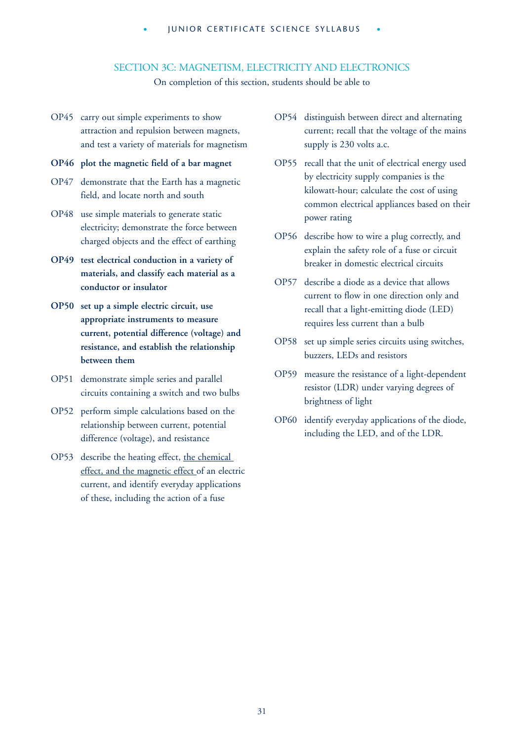## SECTION 3C: MAGNETISM, ELECTRICITY AND ELECTRONICS

On completion of this section, students should be able to

- OP45 carry out simple experiments to show attraction and repulsion between magnets, and test a variety of materials for magnetism
- **OP46 plot the magnetic field of a bar magnet**
- OP47 demonstrate that the Earth has a magnetic field, and locate north and south
- OP48 use simple materials to generate static electricity; demonstrate the force between charged objects and the effect of earthing
- **OP49 test electrical conduction in a variety of materials, and classify each material as a conductor or insulator**
- **OP50 set up a simple electric circuit, use appropriate instruments to measure current, potential difference (voltage) and resistance, and establish the relationship between them**
- OP51 demonstrate simple series and parallel circuits containing a switch and two bulbs
- OP52 perform simple calculations based on the relationship between current, potential difference (voltage), and resistance
- OP53 describe the heating effect, <u>the chemical effect, and the magnetic effect</u> of an electric current, and identify everyday applications of these, including the action of a fuse
- OP54 distinguish between direct and alternating current; recall that the voltage of the mains supply is 230 volts a.c.
- OP55 recall that the unit of electrical energy used by electricity supply companies is the kilowatt-hour; calculate the cost of using common electrical appliances based on their power rating
- OP56 describe how to wire a plug correctly, and explain the safety role of a fuse or circuit breaker in domestic electrical circuits
- OP57 describe a diode as a device that allows current to flow in one direction only and recall that a light-emitting diode (LED) requires less current than a bulb
- OP58 set up simple series circuits using switches, buzzers, LEDs and resistors
- OP59 measure the resistance of a light-dependent resistor (LDR) under varying degrees of brightness of light
- OP60 identify everyday applications of the diode, including the LED, and of the LDR.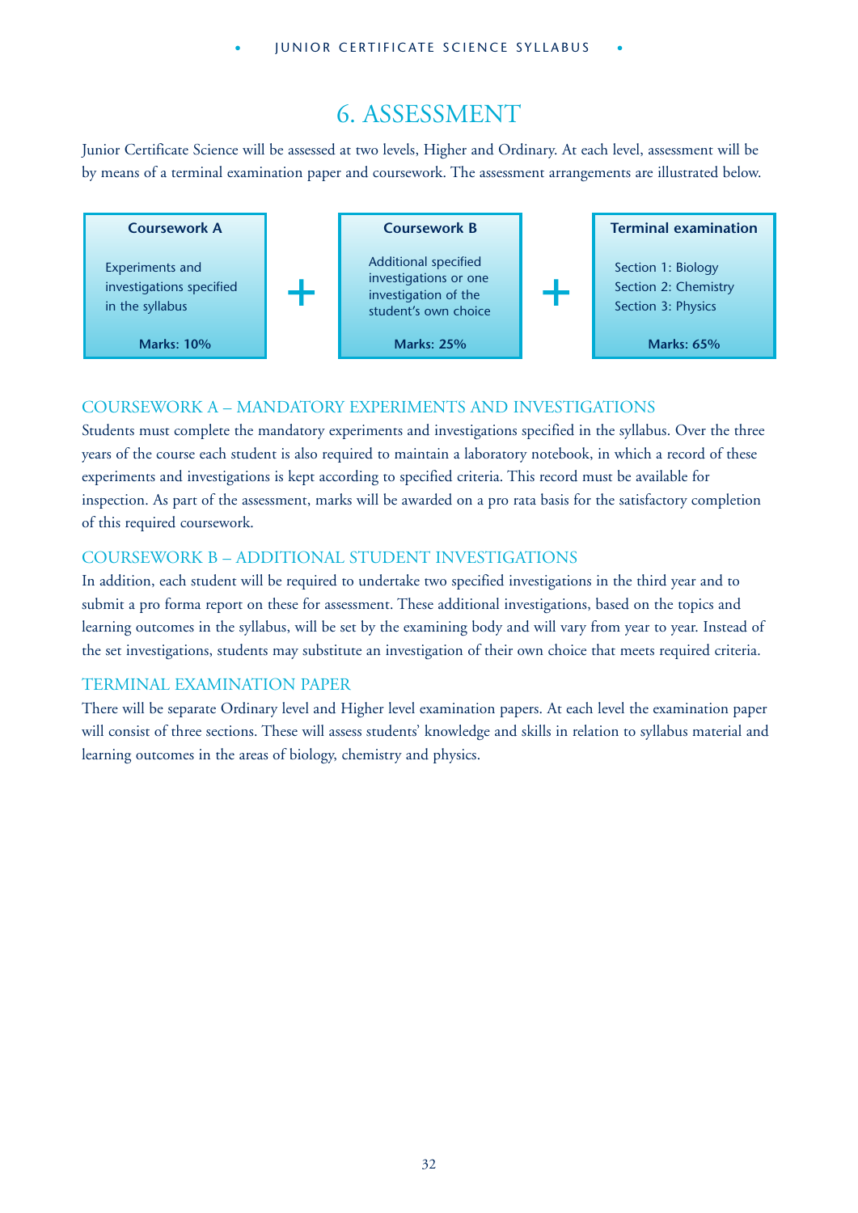# 6. ASSESSMENT

Junior Certificate Science will be assessed at two levels, Higher and Ordinary. At each level, assessment will be by means of a terminal examination paper and coursework. The assessment arrangements are illustrated below.

| Coursework A | | Coursework B | | Terminal examination |
|---|---|---|---|---|
| Experiments and investigations specified in the syllabus | + | Additional specified investigations or one investigation of the student's own choice | + | Section 1: Biology<br>Section 2: Chemistry<br>Section 3: Physics |
| **Marks: 10%** | | **Marks: 25%** | | **Marks: 65%** |

## COURSEWORK A – MANDATORY EXPERIMENTS AND INVESTIGATIONS

Students must complete the mandatory experiments and investigations specified in the syllabus. Over the three years of the course each student is also required to maintain a laboratory notebook, in which a record of these experiments and investigations is kept according to specified criteria. This record must be available for inspection. As part of the assessment, marks will be awarded on a pro rata basis for the satisfactory completion of this required coursework.

## COURSEWORK B – ADDITIONAL STUDENT INVESTIGATIONS

In addition, each student will be required to undertake two specified investigations in the third year and to submit a pro forma report on these for assessment. These additional investigations, based on the topics and learning outcomes in the syllabus, will be set by the examining body and will vary from year to year. Instead of the set investigations, students may substitute an investigation of their own choice that meets required criteria.

## TERMINAL EXAMINATION PAPER

There will be separate Ordinary level and Higher level examination papers. At each level the examination paper will consist of three sections. These will assess students' knowledge and skills in relation to syllabus material and learning outcomes in the areas of biology, chemistry and physics.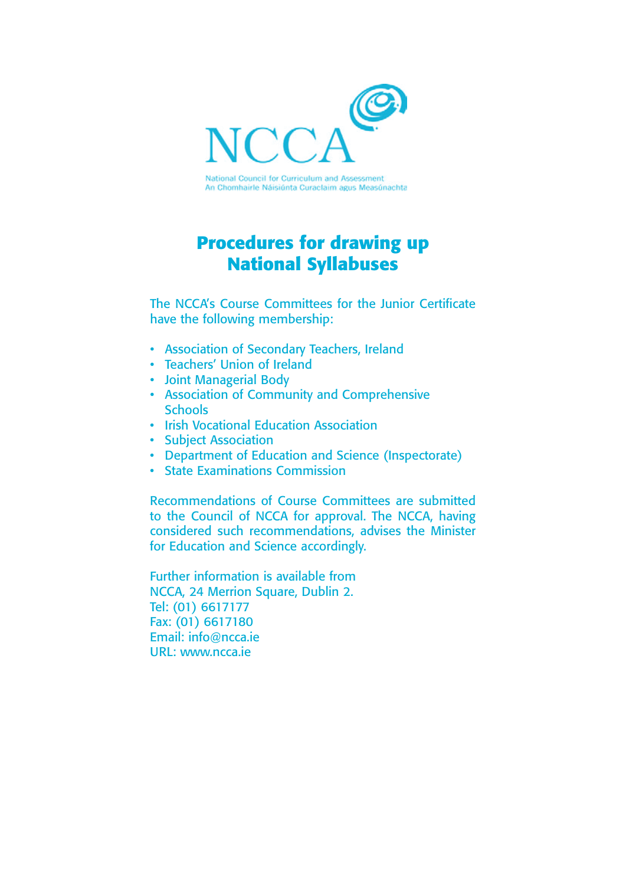NCCA

National Council for Curriculum and Assessment
An Chomhairle Náisiúnta Curaclaim agus Measúnachta

# Procedures for drawing up National Syllabuses

The NCCA's Course Committees for the Junior Certificate have the following membership:

- Association of Secondary Teachers, Ireland
- Teachers' Union of Ireland
- Joint Managerial Body
- Association of Community and Comprehensive Schools
- Irish Vocational Education Association
- Subject Association
- Department of Education and Science (Inspectorate)
- State Examinations Commission

Recommendations of Course Committees are submitted to the Council of NCCA for approval. The NCCA, having considered such recommendations, advises the Minister for Education and Science accordingly.

Further information is available from
NCCA, 24 Merrion Square, Dublin 2.
Tel: (01) 6617177
Fax: (01) 6617180
Email: info@ncca.ie
URL: www.ncca.ie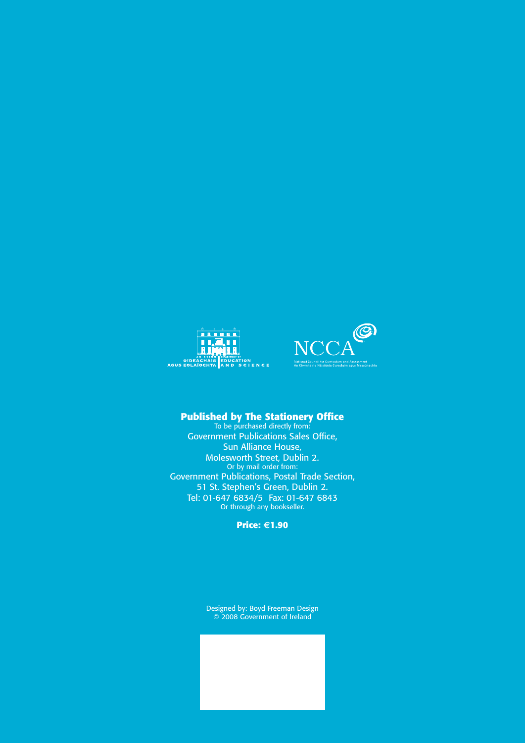AN ROINN OIDEACHAIS AGUS EOLAÍOCHTA | DEPARTMENT OF EDUCATION AND SCIENCE

NCCA

National Council for Curriculum and Assessment
An Chomhairle Náisiúnta Curaclaim agus Measúnachta

**Published by The Stationery Office**
To be purchased directly from:
Government Publications Sales Office,
Sun Alliance House,
Molesworth Street, Dublin 2.
Or by mail order from:
Government Publications, Postal Trade Section,
51 St. Stephen's Green, Dublin 2.
Tel: 01-647 6834/5 Fax: 01-647 6843
Or through any bookseller.

**Price: €1.90**

Designed by: Boyd Freeman Design
© 2008 Government of Ireland